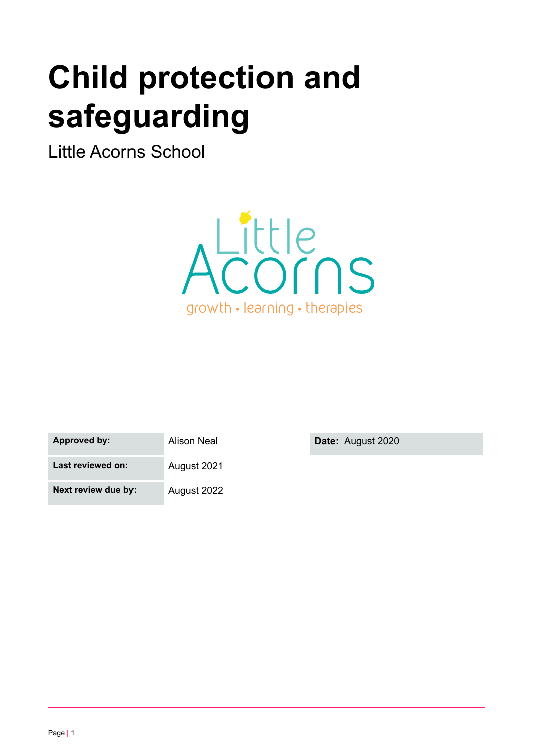# Child protection and safeguarding

Little Acorns School

Little Acorns

growth • learning • therapies

| Approved by: | Alison Neal | Date: August 2020 |
| --- | --- | --- |
| Last reviewed on: | August 2021 | |
| Next review due by: | August 2022 | |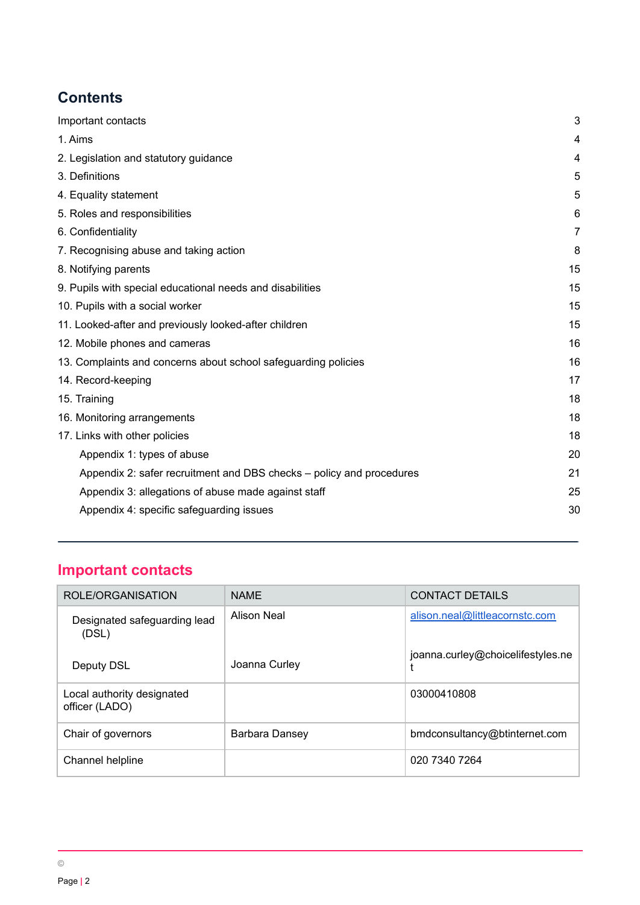## Contents

| | |
|---|---|
| Important contacts | 3 |
| 1. Aims | 4 |
| 2. Legislation and statutory guidance | 4 |
| 3. Definitions | 5 |
| 4. Equality statement | 5 |
| 5. Roles and responsibilities | 6 |
| 6. Confidentiality | 7 |
| 7. Recognising abuse and taking action | 8 |
| 8. Notifying parents | 15 |
| 9. Pupils with special educational needs and disabilities | 15 |
| 10. Pupils with a social worker | 15 |
| 11. Looked-after and previously looked-after children | 15 |
| 12. Mobile phones and cameras | 16 |
| 13. Complaints and concerns about school safeguarding policies | 16 |
| 14. Record-keeping | 17 |
| 15. Training | 18 |
| 16. Monitoring arrangements | 18 |
| 17. Links with other policies | 18 |
| Appendix 1: types of abuse | 20 |
| Appendix 2: safer recruitment and DBS checks – policy and procedures | 21 |
| Appendix 3: allegations of abuse made against staff | 25 |
| Appendix 4: specific safeguarding issues | 30 |

## Important contacts

| ROLE/ORGANISATION | NAME | CONTACT DETAILS |
|---|---|---|
| Designated safeguarding lead (DSL)<br><br>Deputy DSL | Alison Neal<br><br>Joanna Curley | alison.neal@littleacornstc.com<br><br>joanna.curley@choicelifestyles.net |
| Local authority designated officer (LADO) | | 03000410808 |
| Chair of governors | Barbara Dansey | bmdconsultancy@btinternet.com |
| Channel helpline | | 020 7340 7264 |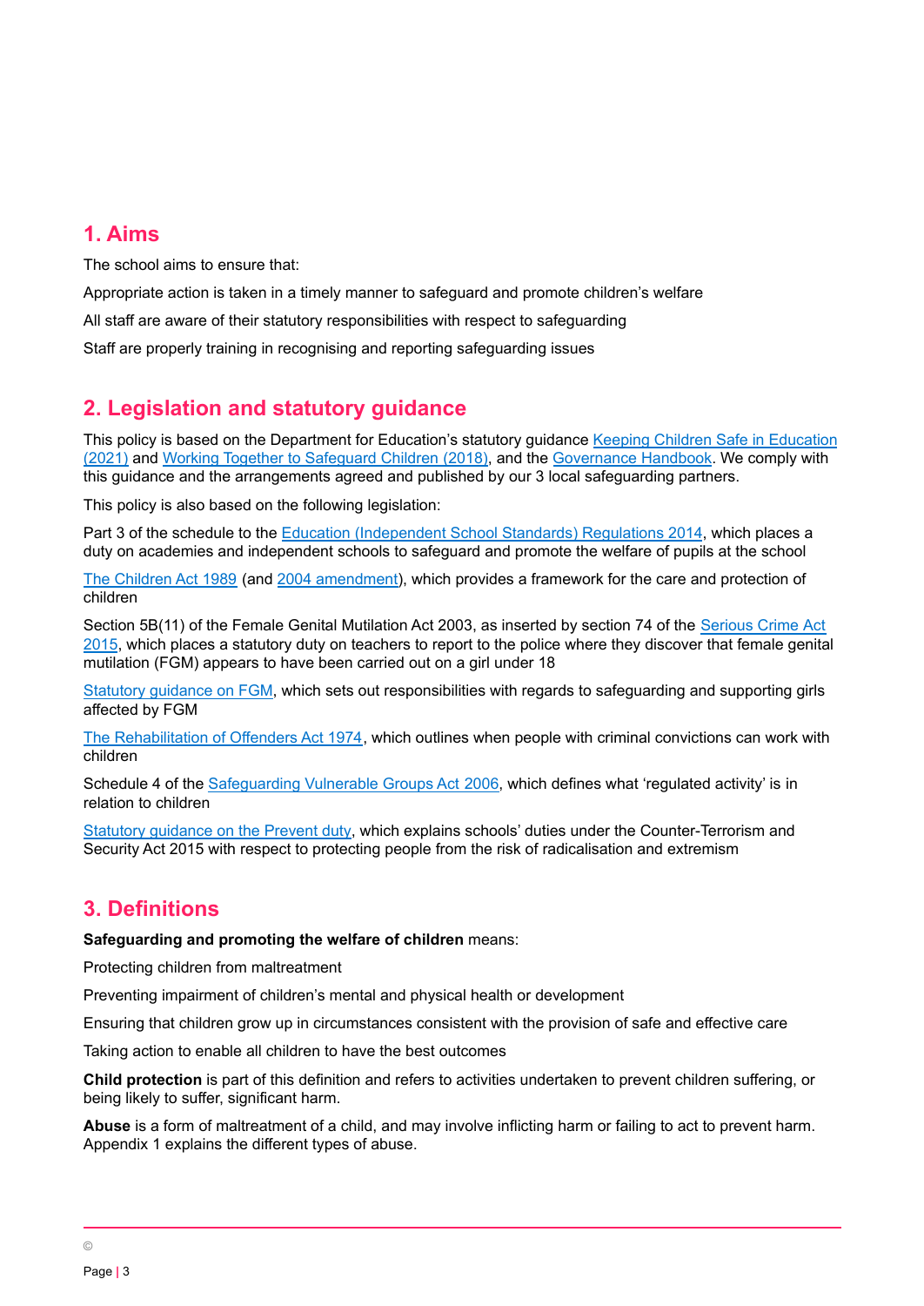## 1. Aims

The school aims to ensure that:

Appropriate action is taken in a timely manner to safeguard and promote children's welfare

All staff are aware of their statutory responsibilities with respect to safeguarding

Staff are properly training in recognising and reporting safeguarding issues

## 2. Legislation and statutory guidance

This policy is based on the Department for Education's statutory guidance Keeping Children Safe in Education (2021) and Working Together to Safeguard Children (2018), and the Governance Handbook. We comply with this guidance and the arrangements agreed and published by our 3 local safeguarding partners.

This policy is also based on the following legislation:

Part 3 of the schedule to the Education (Independent School Standards) Regulations 2014, which places a duty on academies and independent schools to safeguard and promote the welfare of pupils at the school

The Children Act 1989 (and 2004 amendment), which provides a framework for the care and protection of children

Section 5B(11) of the Female Genital Mutilation Act 2003, as inserted by section 74 of the Serious Crime Act 2015, which places a statutory duty on teachers to report to the police where they discover that female genital mutilation (FGM) appears to have been carried out on a girl under 18

Statutory guidance on FGM, which sets out responsibilities with regards to safeguarding and supporting girls affected by FGM

The Rehabilitation of Offenders Act 1974, which outlines when people with criminal convictions can work with children

Schedule 4 of the Safeguarding Vulnerable Groups Act 2006, which defines what 'regulated activity' is in relation to children

Statutory guidance on the Prevent duty, which explains schools' duties under the Counter-Terrorism and Security Act 2015 with respect to protecting people from the risk of radicalisation and extremism

## 3. Definitions

**Safeguarding and promoting the welfare of children** means:

Protecting children from maltreatment

Preventing impairment of children's mental and physical health or development

Ensuring that children grow up in circumstances consistent with the provision of safe and effective care

Taking action to enable all children to have the best outcomes

**Child protection** is part of this definition and refers to activities undertaken to prevent children suffering, or being likely to suffer, significant harm.

**Abuse** is a form of maltreatment of a child, and may involve inflicting harm or failing to act to prevent harm. Appendix 1 explains the different types of abuse.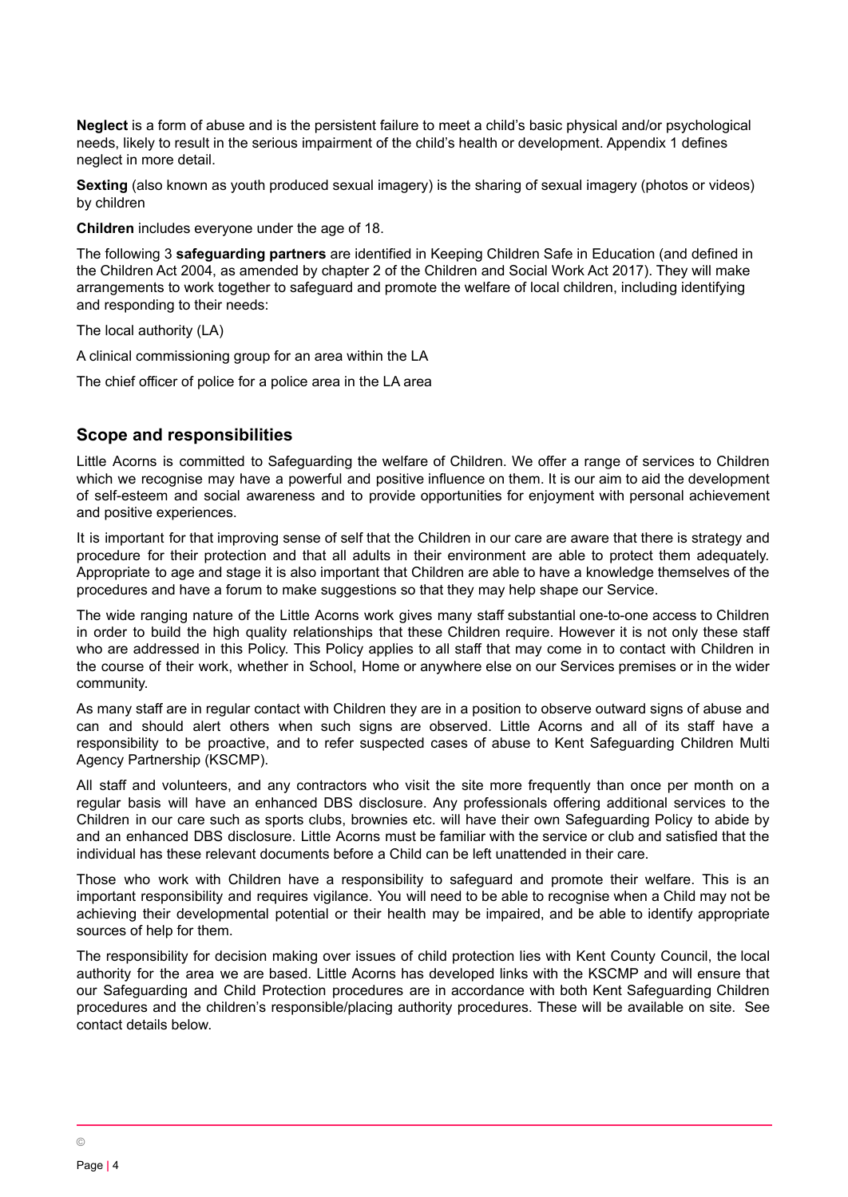**Neglect** is a form of abuse and is the persistent failure to meet a child's basic physical and/or psychological needs, likely to result in the serious impairment of the child's health or development. Appendix 1 defines neglect in more detail.

**Sexting** (also known as youth produced sexual imagery) is the sharing of sexual imagery (photos or videos) by children

**Children** includes everyone under the age of 18.

The following 3 **safeguarding partners** are identified in Keeping Children Safe in Education (and defined in the Children Act 2004, as amended by chapter 2 of the Children and Social Work Act 2017). They will make arrangements to work together to safeguard and promote the welfare of local children, including identifying and responding to their needs:

The local authority (LA)

A clinical commissioning group for an area within the LA

The chief officer of police for a police area in the LA area

## Scope and responsibilities

Little Acorns is committed to Safeguarding the welfare of Children. We offer a range of services to Children which we recognise may have a powerful and positive influence on them. It is our aim to aid the development of self-esteem and social awareness and to provide opportunities for enjoyment with personal achievement and positive experiences.

It is important for that improving sense of self that the Children in our care are aware that there is strategy and procedure for their protection and that all adults in their environment are able to protect them adequately. Appropriate to age and stage it is also important that Children are able to have a knowledge themselves of the procedures and have a forum to make suggestions so that they may help shape our Service.

The wide ranging nature of the Little Acorns work gives many staff substantial one-to-one access to Children in order to build the high quality relationships that these Children require. However it is not only these staff who are addressed in this Policy. This Policy applies to all staff that may come in to contact with Children in the course of their work, whether in School, Home or anywhere else on our Services premises or in the wider community.

As many staff are in regular contact with Children they are in a position to observe outward signs of abuse and can and should alert others when such signs are observed. Little Acorns and all of its staff have a responsibility to be proactive, and to refer suspected cases of abuse to Kent Safeguarding Children Multi Agency Partnership (KSCMP).

All staff and volunteers, and any contractors who visit the site more frequently than once per month on a regular basis will have an enhanced DBS disclosure. Any professionals offering additional services to the Children in our care such as sports clubs, brownies etc. will have their own Safeguarding Policy to abide by and an enhanced DBS disclosure. Little Acorns must be familiar with the service or club and satisfied that the individual has these relevant documents before a Child can be left unattended in their care.

Those who work with Children have a responsibility to safeguard and promote their welfare. This is an important responsibility and requires vigilance. You will need to be able to recognise when a Child may not be achieving their developmental potential or their health may be impaired, and be able to identify appropriate sources of help for them.

The responsibility for decision making over issues of child protection lies with Kent County Council, the local authority for the area we are based. Little Acorns has developed links with the KSCMP and will ensure that our Safeguarding and Child Protection procedures are in accordance with both Kent Safeguarding Children procedures and the children's responsible/placing authority procedures. These will be available on site. See contact details below.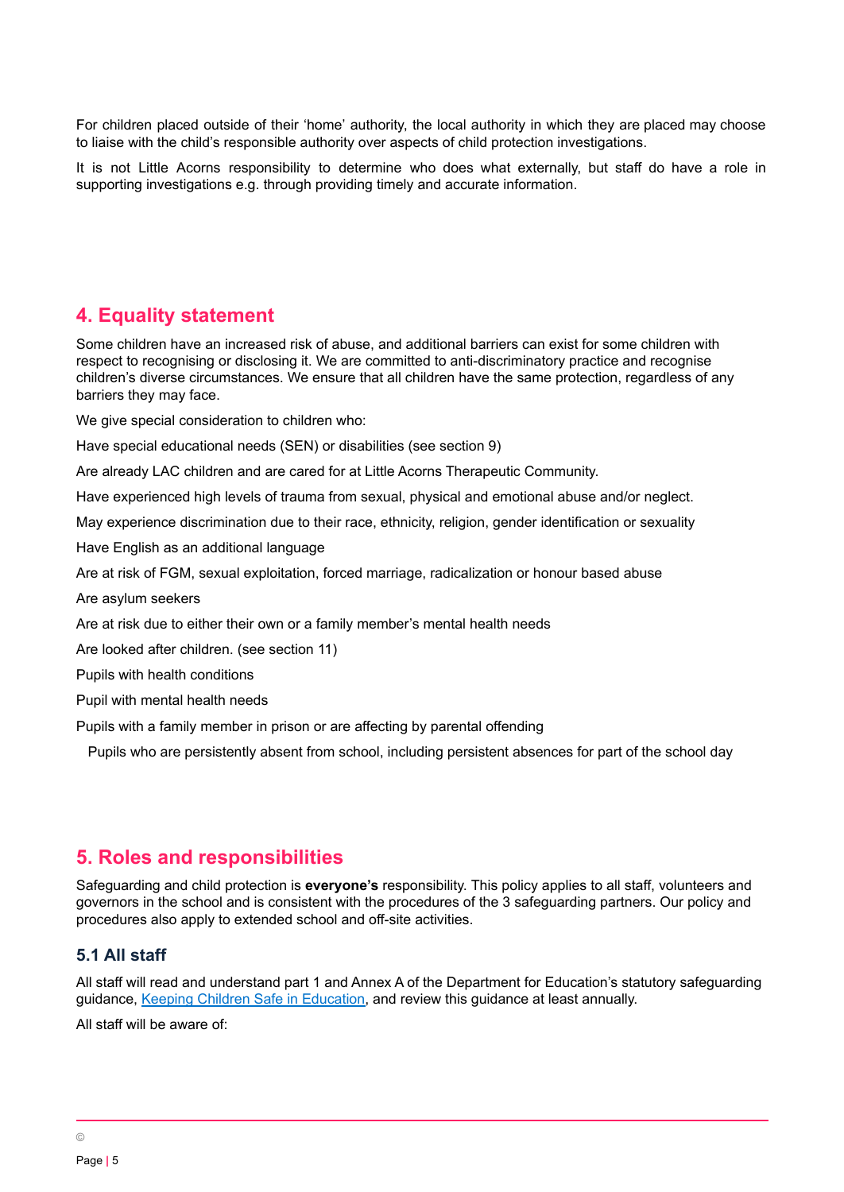For children placed outside of their 'home' authority, the local authority in which they are placed may choose to liaise with the child's responsible authority over aspects of child protection investigations.

It is not Little Acorns responsibility to determine who does what externally, but staff do have a role in supporting investigations e.g. through providing timely and accurate information.

## 4. Equality statement

Some children have an increased risk of abuse, and additional barriers can exist for some children with respect to recognising or disclosing it. We are committed to anti-discriminatory practice and recognise children's diverse circumstances. We ensure that all children have the same protection, regardless of any barriers they may face.

We give special consideration to children who:

Have special educational needs (SEN) or disabilities (see section 9)

Are already LAC children and are cared for at Little Acorns Therapeutic Community.

Have experienced high levels of trauma from sexual, physical and emotional abuse and/or neglect.

May experience discrimination due to their race, ethnicity, religion, gender identification or sexuality

Have English as an additional language

Are at risk of FGM, sexual exploitation, forced marriage, radicalization or honour based abuse

Are asylum seekers

Are at risk due to either their own or a family member's mental health needs

Are looked after children. (see section 11)

Pupils with health conditions

Pupil with mental health needs

Pupils with a family member in prison or are affecting by parental offending

Pupils who are persistently absent from school, including persistent absences for part of the school day

## 5. Roles and responsibilities

Safeguarding and child protection is **everyone's** responsibility. This policy applies to all staff, volunteers and governors in the school and is consistent with the procedures of the 3 safeguarding partners. Our policy and procedures also apply to extended school and off-site activities.

### 5.1 All staff

All staff will read and understand part 1 and Annex A of the Department for Education's statutory safeguarding guidance, Keeping Children Safe in Education, and review this guidance at least annually.

All staff will be aware of: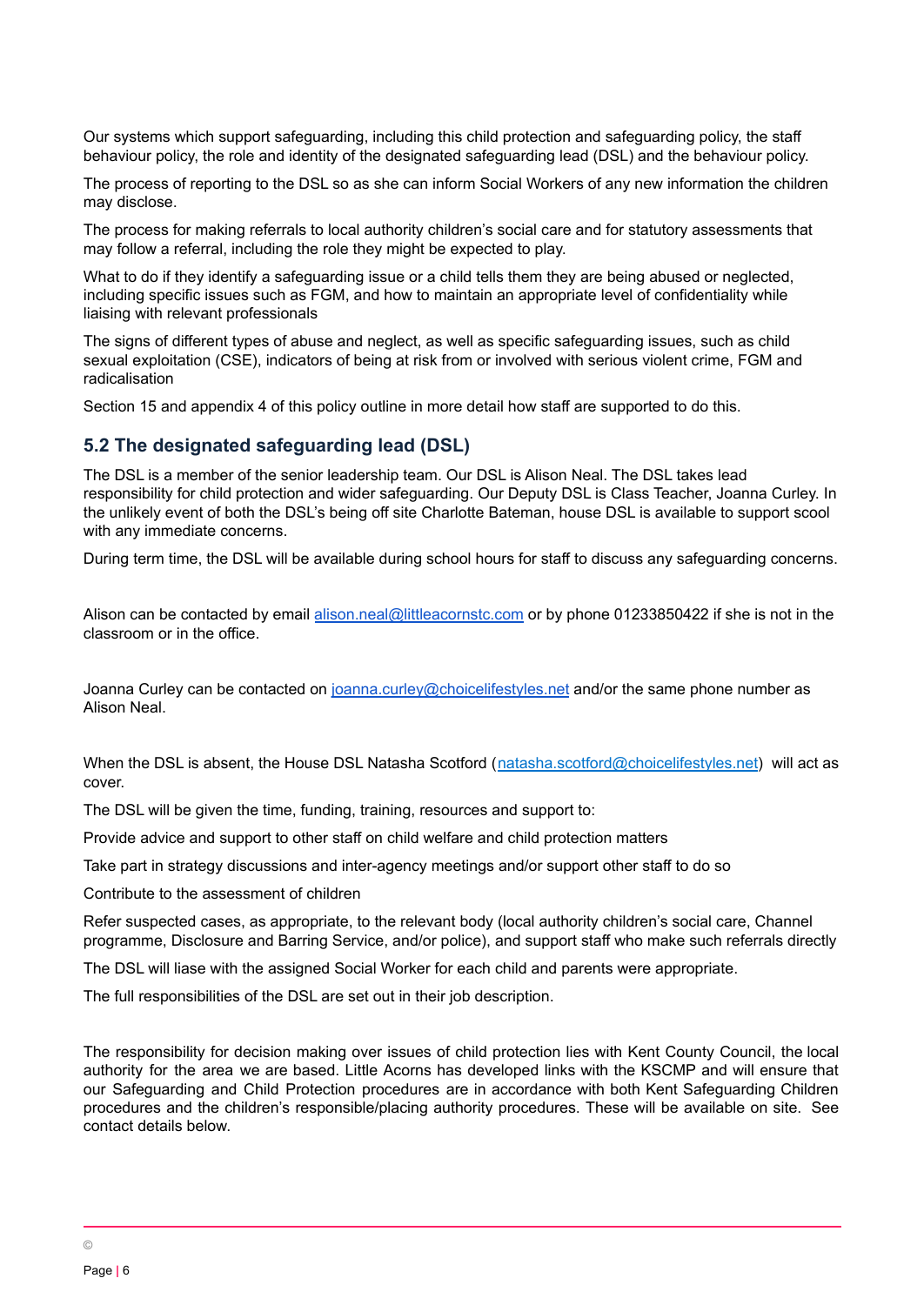Our systems which support safeguarding, including this child protection and safeguarding policy, the staff behaviour policy, the role and identity of the designated safeguarding lead (DSL) and the behaviour policy.

The process of reporting to the DSL so as she can inform Social Workers of any new information the children may disclose.

The process for making referrals to local authority children's social care and for statutory assessments that may follow a referral, including the role they might be expected to play.

What to do if they identify a safeguarding issue or a child tells them they are being abused or neglected, including specific issues such as FGM, and how to maintain an appropriate level of confidentiality while liaising with relevant professionals

The signs of different types of abuse and neglect, as well as specific safeguarding issues, such as child sexual exploitation (CSE), indicators of being at risk from or involved with serious violent crime, FGM and radicalisation

Section 15 and appendix 4 of this policy outline in more detail how staff are supported to do this.

## 5.2 The designated safeguarding lead (DSL)

The DSL is a member of the senior leadership team. Our DSL is Alison Neal. The DSL takes lead responsibility for child protection and wider safeguarding. Our Deputy DSL is Class Teacher, Joanna Curley. In the unlikely event of both the DSL's being off site Charlotte Bateman, house DSL is available to support scool with any immediate concerns.

During term time, the DSL will be available during school hours for staff to discuss any safeguarding concerns.

Alison can be contacted by email alison.neal@littleacornstc.com or by phone 01233850422 if she is not in the classroom or in the office.

Joanna Curley can be contacted on joanna.curley@choicelifestyles.net and/or the same phone number as Alison Neal.

When the DSL is absent, the House DSL Natasha Scotford (natasha.scotford@choicelifestyles.net) will act as cover.

The DSL will be given the time, funding, training, resources and support to:

Provide advice and support to other staff on child welfare and child protection matters

Take part in strategy discussions and inter-agency meetings and/or support other staff to do so

Contribute to the assessment of children

Refer suspected cases, as appropriate, to the relevant body (local authority children's social care, Channel programme, Disclosure and Barring Service, and/or police), and support staff who make such referrals directly

The DSL will liase with the assigned Social Worker for each child and parents were appropriate.

The full responsibilities of the DSL are set out in their job description.

The responsibility for decision making over issues of child protection lies with Kent County Council, the local authority for the area we are based. Little Acorns has developed links with the KSCMP and will ensure that our Safeguarding and Child Protection procedures are in accordance with both Kent Safeguarding Children procedures and the children's responsible/placing authority procedures. These will be available on site. See contact details below.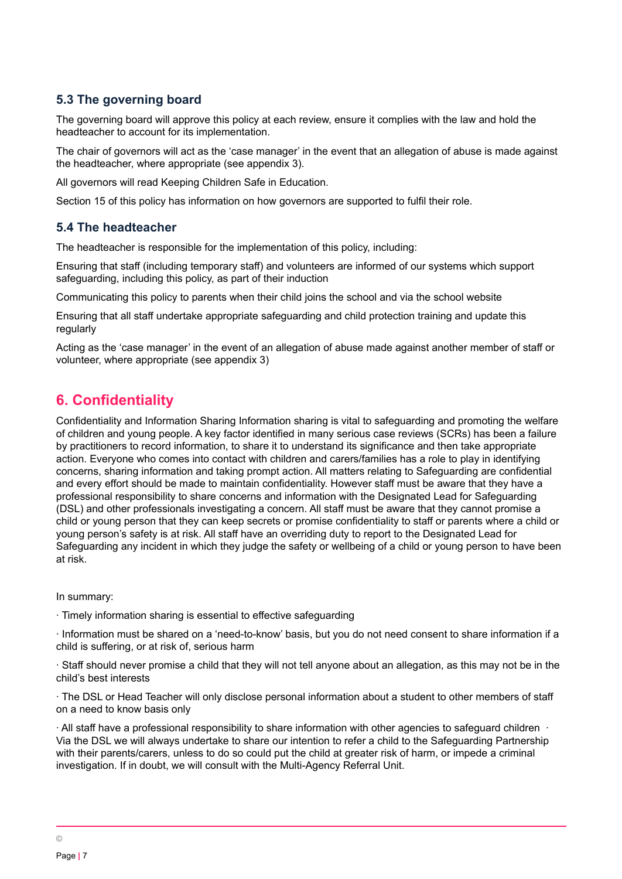### 5.3 The governing board

The governing board will approve this policy at each review, ensure it complies with the law and hold the headteacher to account for its implementation.

The chair of governors will act as the 'case manager' in the event that an allegation of abuse is made against the headteacher, where appropriate (see appendix 3).

All governors will read Keeping Children Safe in Education.

Section 15 of this policy has information on how governors are supported to fulfil their role.

### 5.4 The headteacher

The headteacher is responsible for the implementation of this policy, including:

Ensuring that staff (including temporary staff) and volunteers are informed of our systems which support safeguarding, including this policy, as part of their induction

Communicating this policy to parents when their child joins the school and via the school website

Ensuring that all staff undertake appropriate safeguarding and child protection training and update this regularly

Acting as the 'case manager' in the event of an allegation of abuse made against another member of staff or volunteer, where appropriate (see appendix 3)

## 6. Confidentiality

Confidentiality and Information Sharing Information sharing is vital to safeguarding and promoting the welfare of children and young people. A key factor identified in many serious case reviews (SCRs) has been a failure by practitioners to record information, to share it to understand its significance and then take appropriate action. Everyone who comes into contact with children and carers/families has a role to play in identifying concerns, sharing information and taking prompt action. All matters relating to Safeguarding are confidential and every effort should be made to maintain confidentiality. However staff must be aware that they have a professional responsibility to share concerns and information with the Designated Lead for Safeguarding (DSL) and other professionals investigating a concern. All staff must be aware that they cannot promise a child or young person that they can keep secrets or promise confidentiality to staff or parents where a child or young person's safety is at risk. All staff have an overriding duty to report to the Designated Lead for Safeguarding any incident in which they judge the safety or wellbeing of a child or young person to have been at risk.

In summary:

· Timely information sharing is essential to effective safeguarding

· Information must be shared on a 'need-to-know' basis, but you do not need consent to share information if a child is suffering, or at risk of, serious harm

· Staff should never promise a child that they will not tell anyone about an allegation, as this may not be in the child's best interests

· The DSL or Head Teacher will only disclose personal information about a student to other members of staff on a need to know basis only

· All staff have a professional responsibility to share information with other agencies to safeguard children · Via the DSL we will always undertake to share our intention to refer a child to the Safeguarding Partnership with their parents/carers, unless to do so could put the child at greater risk of harm, or impede a criminal investigation. If in doubt, we will consult with the Multi-Agency Referral Unit.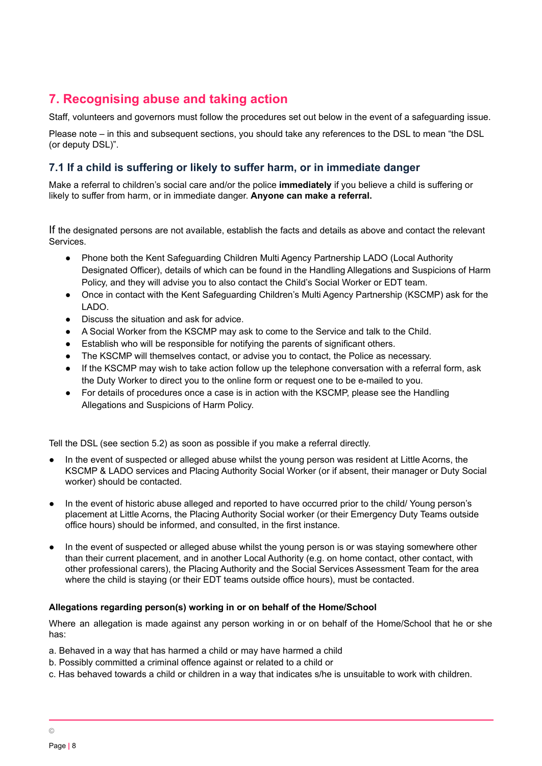## 7. Recognising abuse and taking action

Staff, volunteers and governors must follow the procedures set out below in the event of a safeguarding issue.

Please note – in this and subsequent sections, you should take any references to the DSL to mean "the DSL (or deputy DSL)".

### 7.1 If a child is suffering or likely to suffer harm, or in immediate danger

Make a referral to children's social care and/or the police **immediately** if you believe a child is suffering or likely to suffer from harm, or in immediate danger. **Anyone can make a referral.**

If the designated persons are not available, establish the facts and details as above and contact the relevant Services.

- Phone both the Kent Safeguarding Children Multi Agency Partnership LADO (Local Authority Designated Officer), details of which can be found in the Handling Allegations and Suspicions of Harm Policy, and they will advise you to also contact the Child's Social Worker or EDT team.
- Once in contact with the Kent Safeguarding Children's Multi Agency Partnership (KSCMP) ask for the LADO.
- Discuss the situation and ask for advice.
- A Social Worker from the KSCMP may ask to come to the Service and talk to the Child.
- Establish who will be responsible for notifying the parents of significant others.
- The KSCMP will themselves contact, or advise you to contact, the Police as necessary.
- If the KSCMP may wish to take action follow up the telephone conversation with a referral form, ask the Duty Worker to direct you to the online form or request one to be e-mailed to you.
- For details of procedures once a case is in action with the KSCMP, please see the Handling Allegations and Suspicions of Harm Policy.

Tell the DSL (see section 5.2) as soon as possible if you make a referral directly.

- In the event of suspected or alleged abuse whilst the young person was resident at Little Acorns, the KSCMP & LADO services and Placing Authority Social Worker (or if absent, their manager or Duty Social worker) should be contacted.
- In the event of historic abuse alleged and reported to have occurred prior to the child/ Young person's placement at Little Acorns, the Placing Authority Social worker (or their Emergency Duty Teams outside office hours) should be informed, and consulted, in the first instance.
- In the event of suspected or alleged abuse whilst the young person is or was staying somewhere other than their current placement, and in another Local Authority (e.g. on home contact, other contact, with other professional carers), the Placing Authority and the Social Services Assessment Team for the area where the child is staying (or their EDT teams outside office hours), must be contacted.

**Allegations regarding person(s) working in or on behalf of the Home/School**

Where an allegation is made against any person working in or on behalf of the Home/School that he or she has:

a. Behaved in a way that has harmed a child or may have harmed a child
b. Possibly committed a criminal offence against or related to a child or
c. Has behaved towards a child or children in a way that indicates s/he is unsuitable to work with children.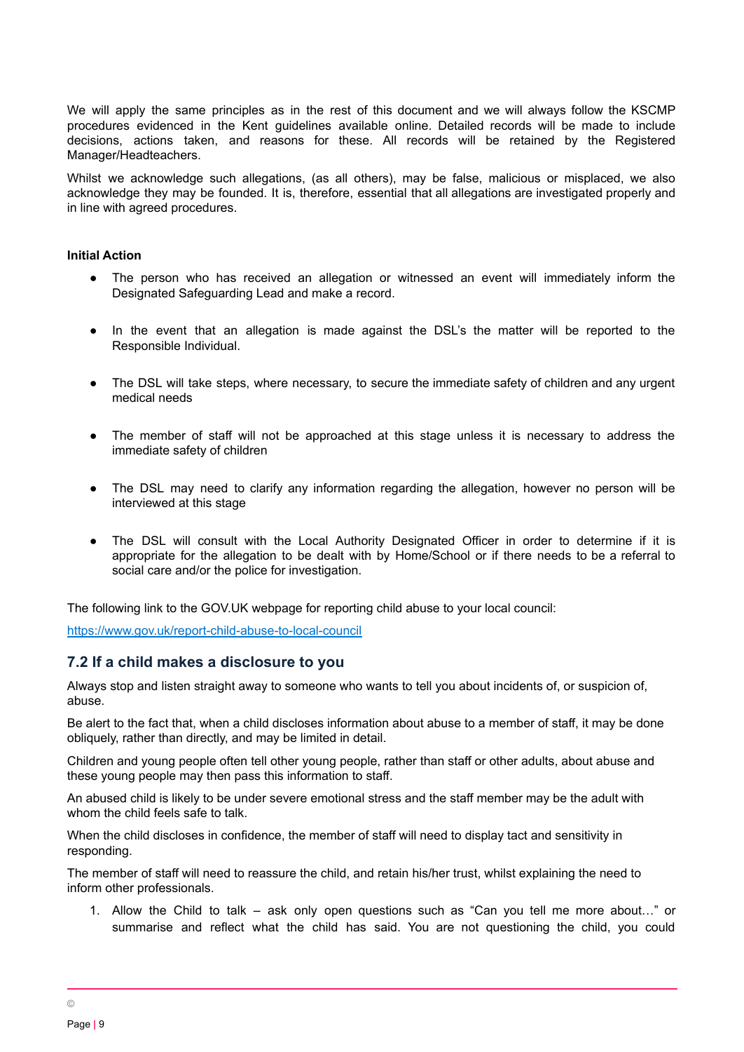We will apply the same principles as in the rest of this document and we will always follow the KSCMP procedures evidenced in the Kent guidelines available online. Detailed records will be made to include decisions, actions taken, and reasons for these. All records will be retained by the Registered Manager/Headteachers.

Whilst we acknowledge such allegations, (as all others), may be false, malicious or misplaced, we also acknowledge they may be founded. It is, therefore, essential that all allegations are investigated properly and in line with agreed procedures.

**Initial Action**

- The person who has received an allegation or witnessed an event will immediately inform the Designated Safeguarding Lead and make a record.
- In the event that an allegation is made against the DSL's the matter will be reported to the Responsible Individual.
- The DSL will take steps, where necessary, to secure the immediate safety of children and any urgent medical needs
- The member of staff will not be approached at this stage unless it is necessary to address the immediate safety of children
- The DSL may need to clarify any information regarding the allegation, however no person will be interviewed at this stage
- The DSL will consult with the Local Authority Designated Officer in order to determine if it is appropriate for the allegation to be dealt with by Home/School or if there needs to be a referral to social care and/or the police for investigation.

The following link to the GOV.UK webpage for reporting child abuse to your local council:

[https://www.gov.uk/report-child-abuse-to-local-council](https://www.gov.uk/report-child-abuse-to-local-council)

## 7.2 If a child makes a disclosure to you

Always stop and listen straight away to someone who wants to tell you about incidents of, or suspicion of, abuse.

Be alert to the fact that, when a child discloses information about abuse to a member of staff, it may be done obliquely, rather than directly, and may be limited in detail.

Children and young people often tell other young people, rather than staff or other adults, about abuse and these young people may then pass this information to staff.

An abused child is likely to be under severe emotional stress and the staff member may be the adult with whom the child feels safe to talk.

When the child discloses in confidence, the member of staff will need to display tact and sensitivity in responding.

The member of staff will need to reassure the child, and retain his/her trust, whilst explaining the need to inform other professionals.

1. Allow the Child to talk – ask only open questions such as "Can you tell me more about…" or summarise and reflect what the child has said. You are not questioning the child, you could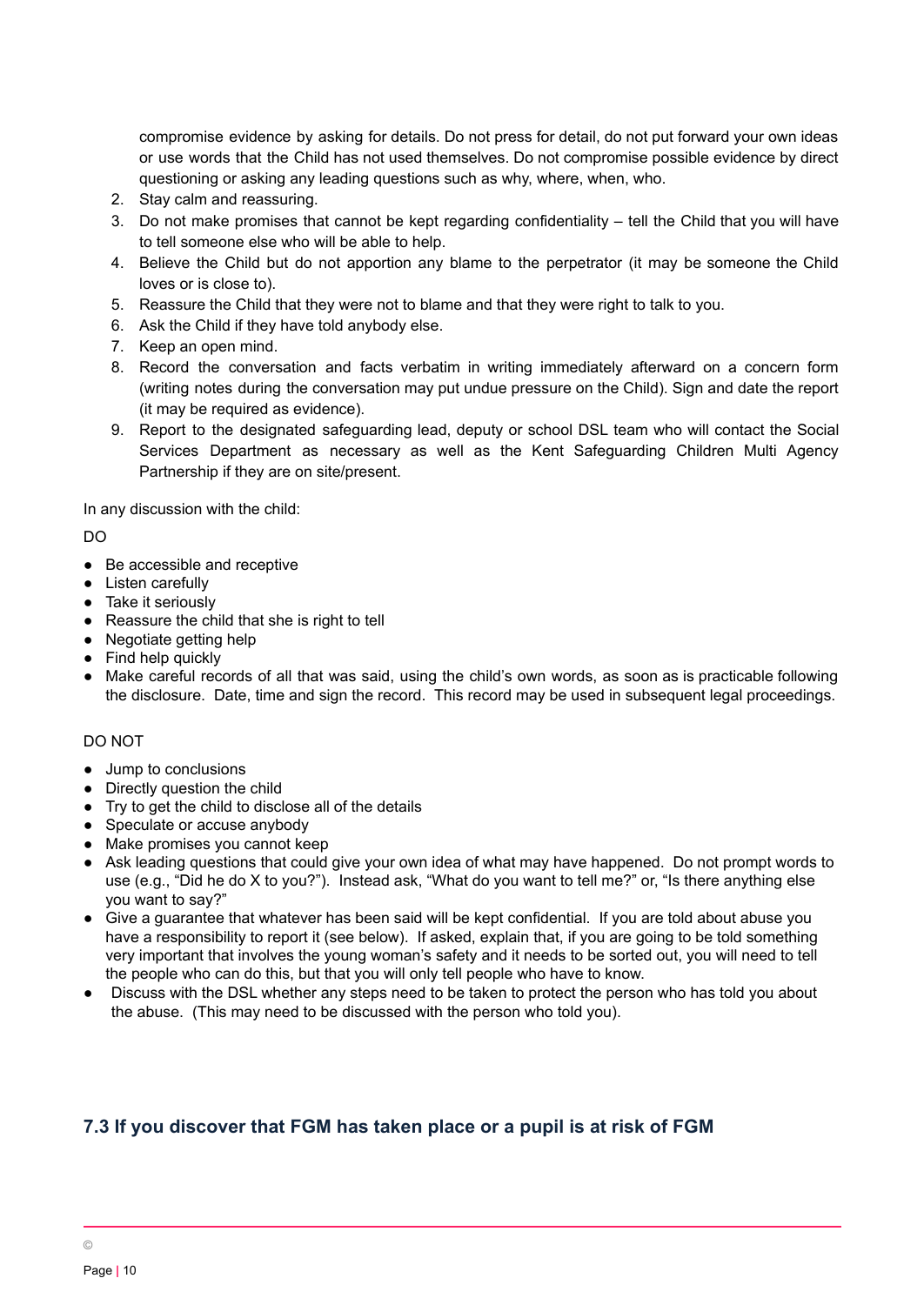compromise evidence by asking for details. Do not press for detail, do not put forward your own ideas or use words that the Child has not used themselves. Do not compromise possible evidence by direct questioning or asking any leading questions such as why, where, when, who.

2. Stay calm and reassuring.
3. Do not make promises that cannot be kept regarding confidentiality – tell the Child that you will have to tell someone else who will be able to help.
4. Believe the Child but do not apportion any blame to the perpetrator (it may be someone the Child loves or is close to).
5. Reassure the Child that they were not to blame and that they were right to talk to you.
6. Ask the Child if they have told anybody else.
7. Keep an open mind.
8. Record the conversation and facts verbatim in writing immediately afterward on a concern form (writing notes during the conversation may put undue pressure on the Child). Sign and date the report (it may be required as evidence).
9. Report to the designated safeguarding lead, deputy or school DSL team who will contact the Social Services Department as necessary as well as the Kent Safeguarding Children Multi Agency Partnership if they are on site/present.

In any discussion with the child:

DO

- Be accessible and receptive
- Listen carefully
- Take it seriously
- Reassure the child that she is right to tell
- Negotiate getting help
- Find help quickly
- Make careful records of all that was said, using the child's own words, as soon as is practicable following the disclosure. Date, time and sign the record. This record may be used in subsequent legal proceedings.

DO NOT

- Jump to conclusions
- Directly question the child
- Try to get the child to disclose all of the details
- Speculate or accuse anybody
- Make promises you cannot keep
- Ask leading questions that could give your own idea of what may have happened. Do not prompt words to use (e.g., "Did he do X to you?"). Instead ask, "What do you want to tell me?" or, "Is there anything else you want to say?"
- Give a guarantee that whatever has been said will be kept confidential. If you are told about abuse you have a responsibility to report it (see below). If asked, explain that, if you are going to be told something very important that involves the young woman's safety and it needs to be sorted out, you will need to tell the people who can do this, but that you will only tell people who have to know.
- Discuss with the DSL whether any steps need to be taken to protect the person who has told you about the abuse. (This may need to be discussed with the person who told you).

## 7.3 If you discover that FGM has taken place or a pupil is at risk of FGM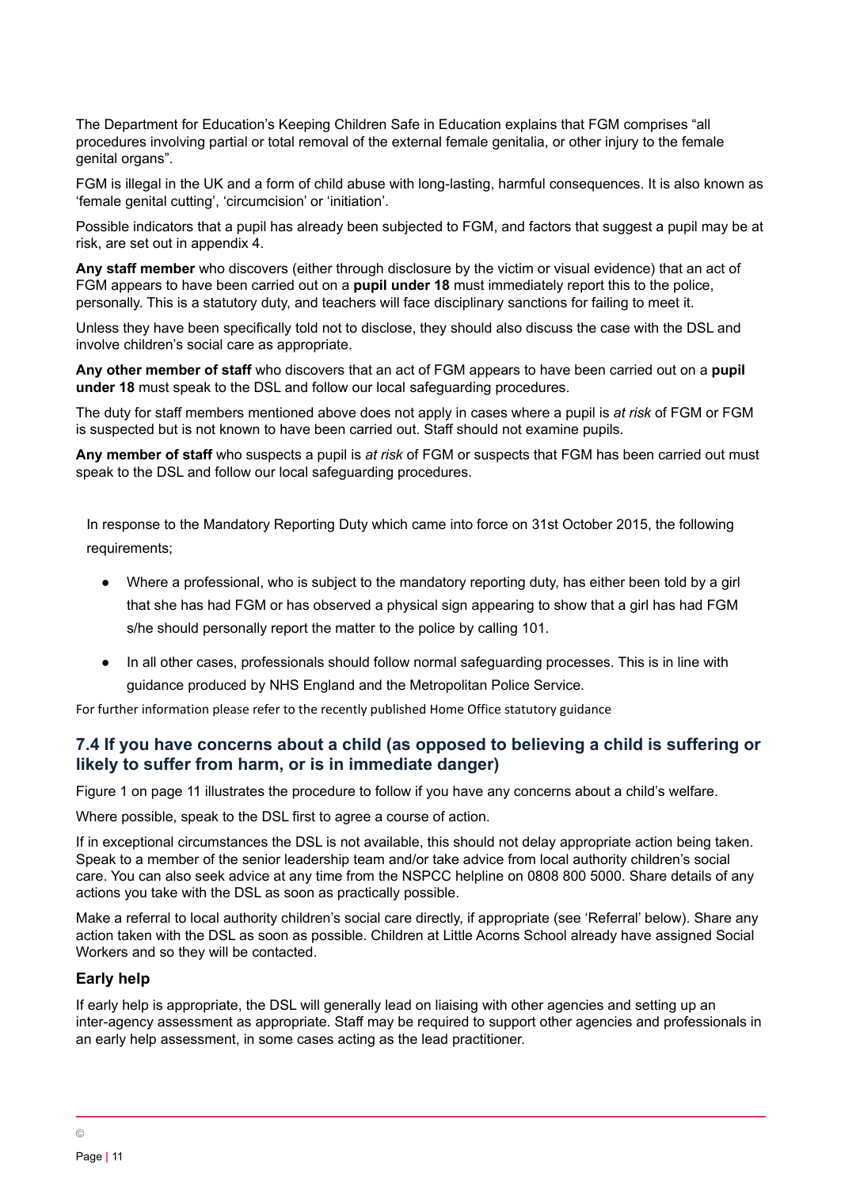The Department for Education's Keeping Children Safe in Education explains that FGM comprises "all procedures involving partial or total removal of the external female genitalia, or other injury to the female genital organs".

FGM is illegal in the UK and a form of child abuse with long-lasting, harmful consequences. It is also known as 'female genital cutting', 'circumcision' or 'initiation'.

Possible indicators that a pupil has already been subjected to FGM, and factors that suggest a pupil may be at risk, are set out in appendix 4.

**Any staff member** who discovers (either through disclosure by the victim or visual evidence) that an act of FGM appears to have been carried out on a **pupil under 18** must immediately report this to the police, personally. This is a statutory duty, and teachers will face disciplinary sanctions for failing to meet it.

Unless they have been specifically told not to disclose, they should also discuss the case with the DSL and involve children's social care as appropriate.

**Any other member of staff** who discovers that an act of FGM appears to have been carried out on a **pupil under 18** must speak to the DSL and follow our local safeguarding procedures.

The duty for staff members mentioned above does not apply in cases where a pupil is *at risk* of FGM or FGM is suspected but is not known to have been carried out. Staff should not examine pupils.

**Any member of staff** who suspects a pupil is *at risk* of FGM or suspects that FGM has been carried out must speak to the DSL and follow our local safeguarding procedures.

In response to the Mandatory Reporting Duty which came into force on 31st October 2015, the following requirements;

- Where a professional, who is subject to the mandatory reporting duty, has either been told by a girl that she has had FGM or has observed a physical sign appearing to show that a girl has had FGM s/he should personally report the matter to the police by calling 101.
- In all other cases, professionals should follow normal safeguarding processes. This is in line with guidance produced by NHS England and the Metropolitan Police Service.

For further information please refer to the recently published Home Office statutory guidance

### 7.4 If you have concerns about a child (as opposed to believing a child is suffering or likely to suffer from harm, or is in immediate danger)

Figure 1 on page 11 illustrates the procedure to follow if you have any concerns about a child's welfare.

Where possible, speak to the DSL first to agree a course of action.

If in exceptional circumstances the DSL is not available, this should not delay appropriate action being taken. Speak to a member of the senior leadership team and/or take advice from local authority children's social care. You can also seek advice at any time from the NSPCC helpline on 0808 800 5000. Share details of any actions you take with the DSL as soon as practically possible.

Make a referral to local authority children's social care directly, if appropriate (see 'Referral' below). Share any action taken with the DSL as soon as possible. Children at Little Acorns School already have assigned Social Workers and so they will be contacted.

#### Early help

If early help is appropriate, the DSL will generally lead on liaising with other agencies and setting up an inter-agency assessment as appropriate. Staff may be required to support other agencies and professionals in an early help assessment, in some cases acting as the lead practitioner.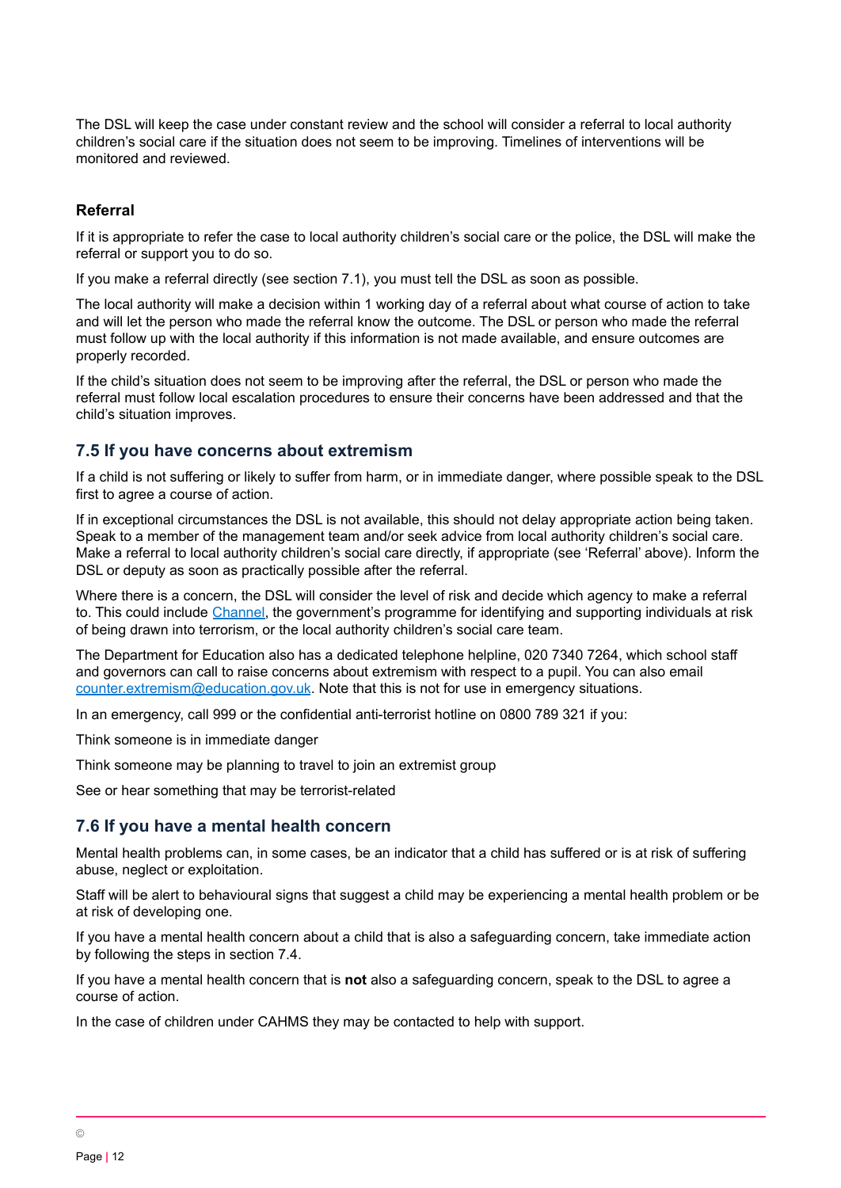The DSL will keep the case under constant review and the school will consider a referral to local authority children's social care if the situation does not seem to be improving. Timelines of interventions will be monitored and reviewed.

#### Referral

If it is appropriate to refer the case to local authority children's social care or the police, the DSL will make the referral or support you to do so.

If you make a referral directly (see section 7.1), you must tell the DSL as soon as possible.

The local authority will make a decision within 1 working day of a referral about what course of action to take and will let the person who made the referral know the outcome. The DSL or person who made the referral must follow up with the local authority if this information is not made available, and ensure outcomes are properly recorded.

If the child's situation does not seem to be improving after the referral, the DSL or person who made the referral must follow local escalation procedures to ensure their concerns have been addressed and that the child's situation improves.

### 7.5 If you have concerns about extremism

If a child is not suffering or likely to suffer from harm, or in immediate danger, where possible speak to the DSL first to agree a course of action.

If in exceptional circumstances the DSL is not available, this should not delay appropriate action being taken. Speak to a member of the management team and/or seek advice from local authority children's social care. Make a referral to local authority children's social care directly, if appropriate (see 'Referral' above). Inform the DSL or deputy as soon as practically possible after the referral.

Where there is a concern, the DSL will consider the level of risk and decide which agency to make a referral to. This could include Channel, the government's programme for identifying and supporting individuals at risk of being drawn into terrorism, or the local authority children's social care team.

The Department for Education also has a dedicated telephone helpline, 020 7340 7264, which school staff and governors can call to raise concerns about extremism with respect to a pupil. You can also email counter.extremism@education.gov.uk. Note that this is not for use in emergency situations.

In an emergency, call 999 or the confidential anti-terrorist hotline on 0800 789 321 if you:

Think someone is in immediate danger

Think someone may be planning to travel to join an extremist group

See or hear something that may be terrorist-related

### 7.6 If you have a mental health concern

Mental health problems can, in some cases, be an indicator that a child has suffered or is at risk of suffering abuse, neglect or exploitation.

Staff will be alert to behavioural signs that suggest a child may be experiencing a mental health problem or be at risk of developing one.

If you have a mental health concern about a child that is also a safeguarding concern, take immediate action by following the steps in section 7.4.

If you have a mental health concern that is **not** also a safeguarding concern, speak to the DSL to agree a course of action.

In the case of children under CAHMS they may be contacted to help with support.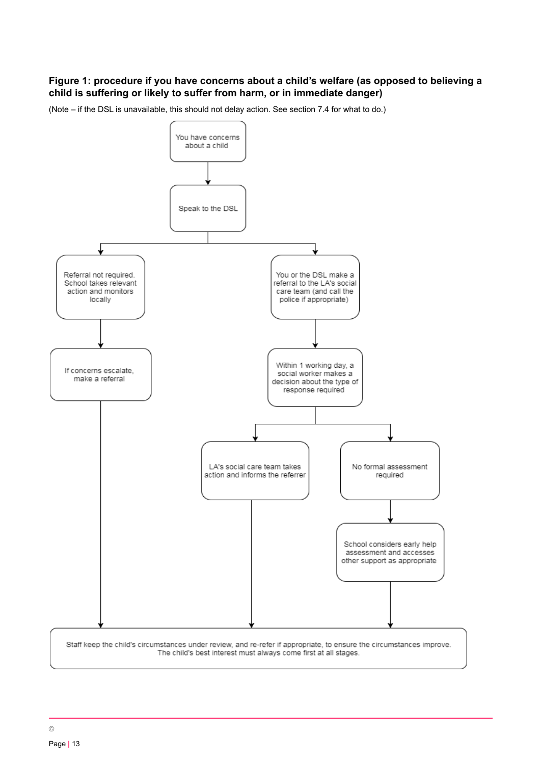**Figure 1: procedure if you have concerns about a child's welfare (as opposed to believing a child is suffering or likely to suffer from harm, or in immediate danger)**

(Note – if the DSL is unavailable, this should not delay action. See section 7.4 for what to do.)

You have concerns about a child

Speak to the DSL

Referral not required. School takes relevant action and monitors locally

If concerns escalate, make a referral

You or the DSL make a referral to the LA's social care team (and call the police if appropriate)

Within 1 working day, a social worker makes a decision about the type of response required

LA's social care team takes action and informs the referrer

No formal assessment required

School considers early help assessment and accesses other support as appropriate

Staff keep the child's circumstances under review, and re-refer if appropriate, to ensure the circumstances improve. The child's best interest must always come first at all stages.

©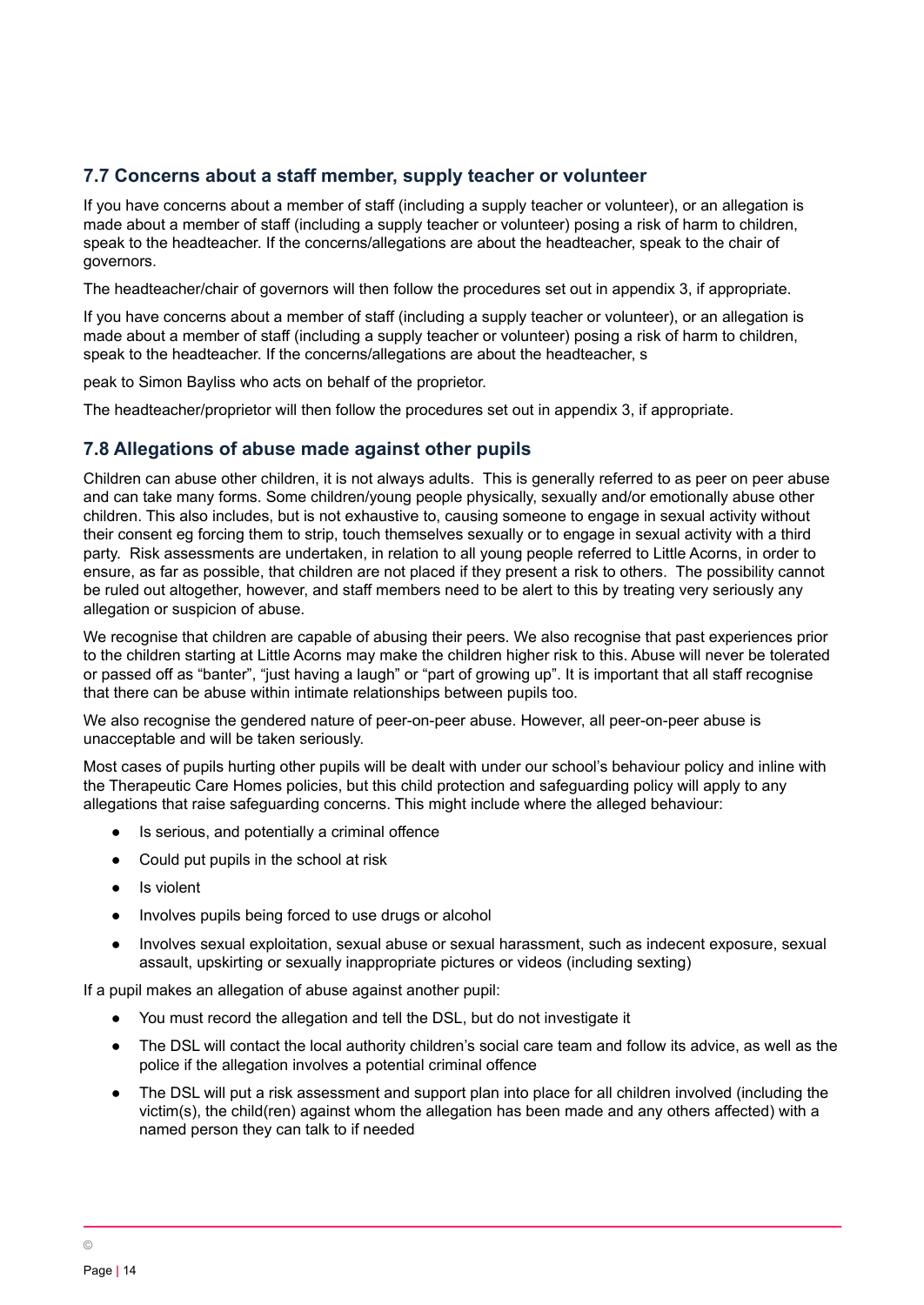## 7.7 Concerns about a staff member, supply teacher or volunteer

If you have concerns about a member of staff (including a supply teacher or volunteer), or an allegation is made about a member of staff (including a supply teacher or volunteer) posing a risk of harm to children, speak to the headteacher. If the concerns/allegations are about the headteacher, speak to the chair of governors.

The headteacher/chair of governors will then follow the procedures set out in appendix 3, if appropriate.

If you have concerns about a member of staff (including a supply teacher or volunteer), or an allegation is made about a member of staff (including a supply teacher or volunteer) posing a risk of harm to children, speak to the headteacher. If the concerns/allegations are about the headteacher, s

peak to Simon Bayliss who acts on behalf of the proprietor.

The headteacher/proprietor will then follow the procedures set out in appendix 3, if appropriate.

## 7.8 Allegations of abuse made against other pupils

Children can abuse other children, it is not always adults. This is generally referred to as peer on peer abuse and can take many forms. Some children/young people physically, sexually and/or emotionally abuse other children. This also includes, but is not exhaustive to, causing someone to engage in sexual activity without their consent eg forcing them to strip, touch themselves sexually or to engage in sexual activity with a third party. Risk assessments are undertaken, in relation to all young people referred to Little Acorns, in order to ensure, as far as possible, that children are not placed if they present a risk to others. The possibility cannot be ruled out altogether, however, and staff members need to be alert to this by treating very seriously any allegation or suspicion of abuse.

We recognise that children are capable of abusing their peers. We also recognise that past experiences prior to the children starting at Little Acorns may make the children higher risk to this. Abuse will never be tolerated or passed off as "banter", "just having a laugh" or "part of growing up". It is important that all staff recognise that there can be abuse within intimate relationships between pupils too.

We also recognise the gendered nature of peer-on-peer abuse. However, all peer-on-peer abuse is unacceptable and will be taken seriously.

Most cases of pupils hurting other pupils will be dealt with under our school's behaviour policy and inline with the Therapeutic Care Homes policies, but this child protection and safeguarding policy will apply to any allegations that raise safeguarding concerns. This might include where the alleged behaviour:

- Is serious, and potentially a criminal offence
- Could put pupils in the school at risk
- Is violent
- Involves pupils being forced to use drugs or alcohol
- Involves sexual exploitation, sexual abuse or sexual harassment, such as indecent exposure, sexual assault, upskirting or sexually inappropriate pictures or videos (including sexting)

If a pupil makes an allegation of abuse against another pupil:

- You must record the allegation and tell the DSL, but do not investigate it
- The DSL will contact the local authority children's social care team and follow its advice, as well as the police if the allegation involves a potential criminal offence
- The DSL will put a risk assessment and support plan into place for all children involved (including the victim(s), the child(ren) against whom the allegation has been made and any others affected) with a named person they can talk to if needed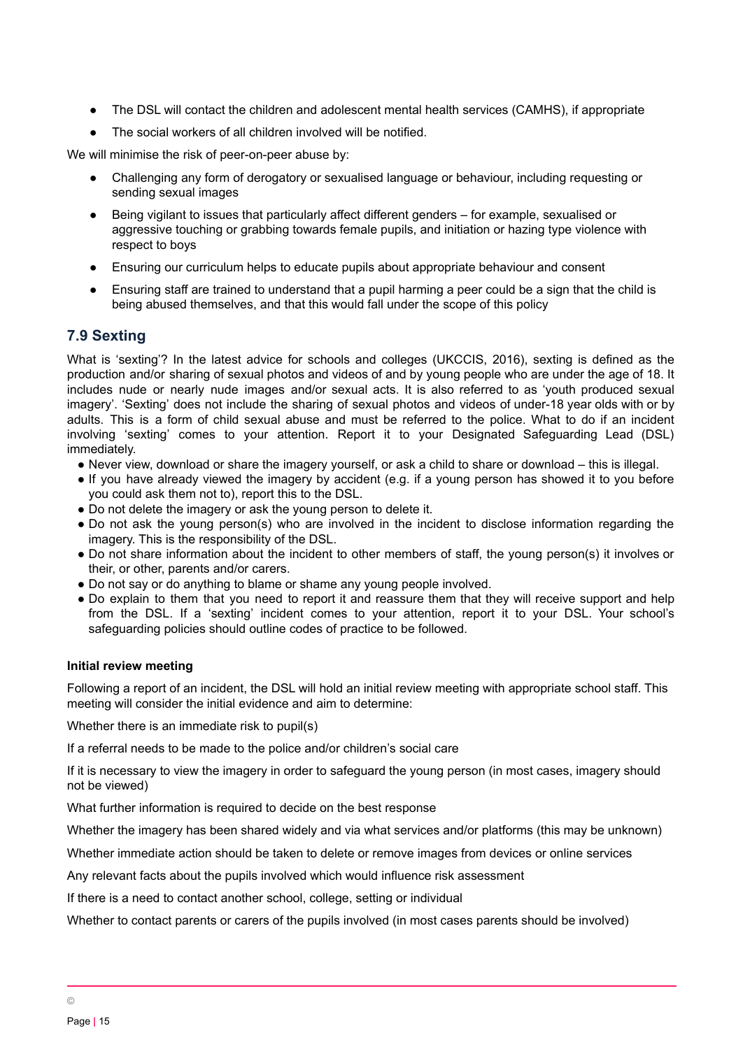- The DSL will contact the children and adolescent mental health services (CAMHS), if appropriate
- The social workers of all children involved will be notified.

We will minimise the risk of peer-on-peer abuse by:

- Challenging any form of derogatory or sexualised language or behaviour, including requesting or sending sexual images
- Being vigilant to issues that particularly affect different genders – for example, sexualised or aggressive touching or grabbing towards female pupils, and initiation or hazing type violence with respect to boys
- Ensuring our curriculum helps to educate pupils about appropriate behaviour and consent
- Ensuring staff are trained to understand that a pupil harming a peer could be a sign that the child is being abused themselves, and that this would fall under the scope of this policy

## 7.9 Sexting

What is 'sexting'? In the latest advice for schools and colleges (UKCCIS, 2016), sexting is defined as the production and/or sharing of sexual photos and videos of and by young people who are under the age of 18. It includes nude or nearly nude images and/or sexual acts. It is also referred to as 'youth produced sexual imagery'. 'Sexting' does not include the sharing of sexual photos and videos of under-18 year olds with or by adults. This is a form of child sexual abuse and must be referred to the police. What to do if an incident involving 'sexting' comes to your attention. Report it to your Designated Safeguarding Lead (DSL) immediately.

- Never view, download or share the imagery yourself, or ask a child to share or download – this is illegal.
- If you have already viewed the imagery by accident (e.g. if a young person has showed it to you before you could ask them not to), report this to the DSL.
- Do not delete the imagery or ask the young person to delete it.
- Do not ask the young person(s) who are involved in the incident to disclose information regarding the imagery. This is the responsibility of the DSL.
- Do not share information about the incident to other members of staff, the young person(s) it involves or their, or other, parents and/or carers.
- Do not say or do anything to blame or shame any young people involved.
- Do explain to them that you need to report it and reassure them that they will receive support and help from the DSL. If a 'sexting' incident comes to your attention, report it to your DSL. Your school's safeguarding policies should outline codes of practice to be followed.

**Initial review meeting**

Following a report of an incident, the DSL will hold an initial review meeting with appropriate school staff. This meeting will consider the initial evidence and aim to determine:

Whether there is an immediate risk to pupil(s)

If a referral needs to be made to the police and/or children's social care

If it is necessary to view the imagery in order to safeguard the young person (in most cases, imagery should not be viewed)

What further information is required to decide on the best response

Whether the imagery has been shared widely and via what services and/or platforms (this may be unknown)

Whether immediate action should be taken to delete or remove images from devices or online services

Any relevant facts about the pupils involved which would influence risk assessment

If there is a need to contact another school, college, setting or individual

Whether to contact parents or carers of the pupils involved (in most cases parents should be involved)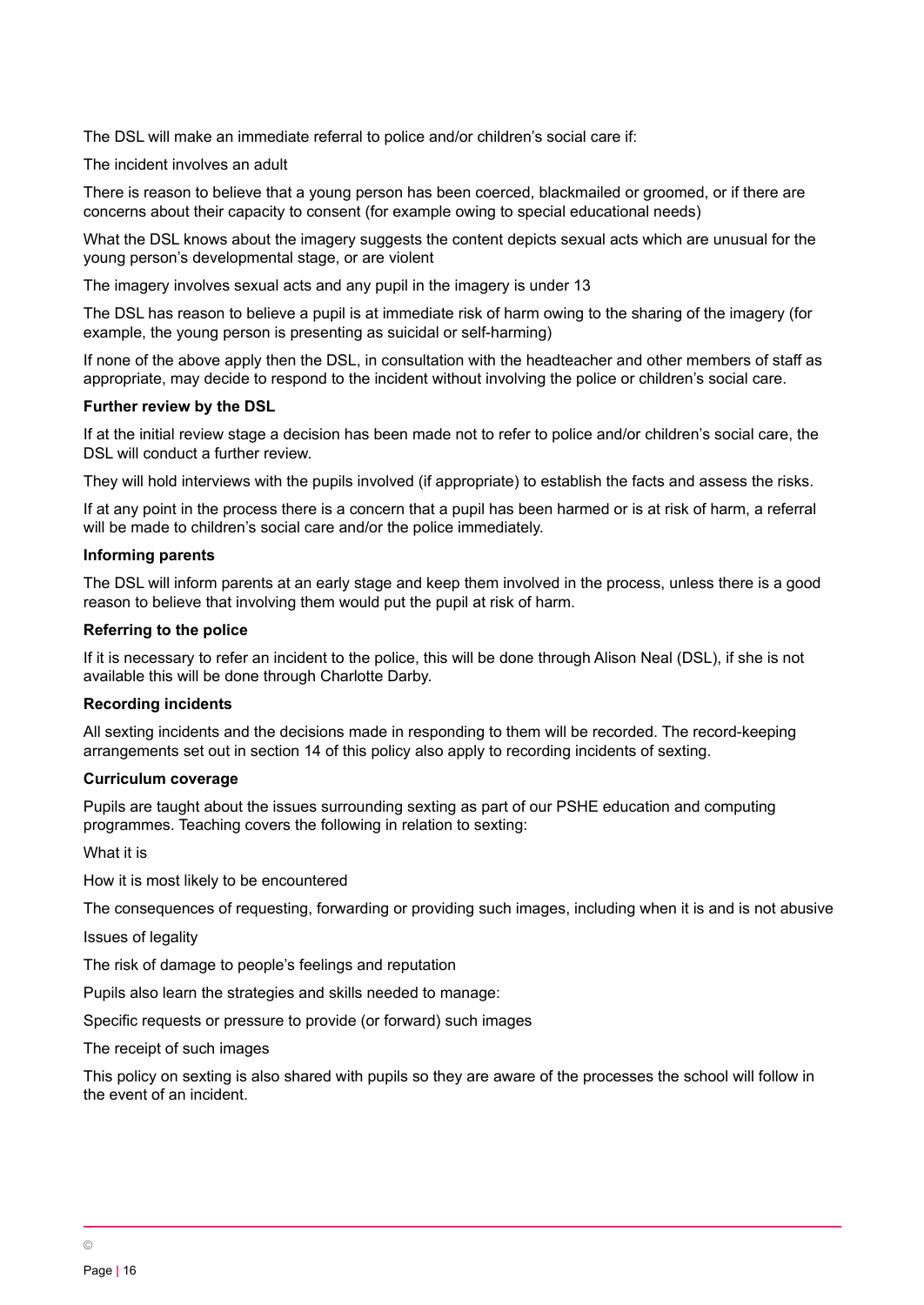The DSL will make an immediate referral to police and/or children's social care if:

The incident involves an adult

There is reason to believe that a young person has been coerced, blackmailed or groomed, or if there are concerns about their capacity to consent (for example owing to special educational needs)

What the DSL knows about the imagery suggests the content depicts sexual acts which are unusual for the young person's developmental stage, or are violent

The imagery involves sexual acts and any pupil in the imagery is under 13

The DSL has reason to believe a pupil is at immediate risk of harm owing to the sharing of the imagery (for example, the young person is presenting as suicidal or self-harming)

If none of the above apply then the DSL, in consultation with the headteacher and other members of staff as appropriate, may decide to respond to the incident without involving the police or children's social care.

**Further review by the DSL**

If at the initial review stage a decision has been made not to refer to police and/or children's social care, the DSL will conduct a further review.

They will hold interviews with the pupils involved (if appropriate) to establish the facts and assess the risks.

If at any point in the process there is a concern that a pupil has been harmed or is at risk of harm, a referral will be made to children's social care and/or the police immediately.

**Informing parents**

The DSL will inform parents at an early stage and keep them involved in the process, unless there is a good reason to believe that involving them would put the pupil at risk of harm.

**Referring to the police**

If it is necessary to refer an incident to the police, this will be done through Alison Neal (DSL), if she is not available this will be done through Charlotte Darby.

**Recording incidents**

All sexting incidents and the decisions made in responding to them will be recorded. The record-keeping arrangements set out in section 14 of this policy also apply to recording incidents of sexting.

**Curriculum coverage**

Pupils are taught about the issues surrounding sexting as part of our PSHE education and computing programmes. Teaching covers the following in relation to sexting:

What it is

How it is most likely to be encountered

The consequences of requesting, forwarding or providing such images, including when it is and is not abusive

Issues of legality

The risk of damage to people's feelings and reputation

Pupils also learn the strategies and skills needed to manage:

Specific requests or pressure to provide (or forward) such images

The receipt of such images

This policy on sexting is also shared with pupils so they are aware of the processes the school will follow in the event of an incident.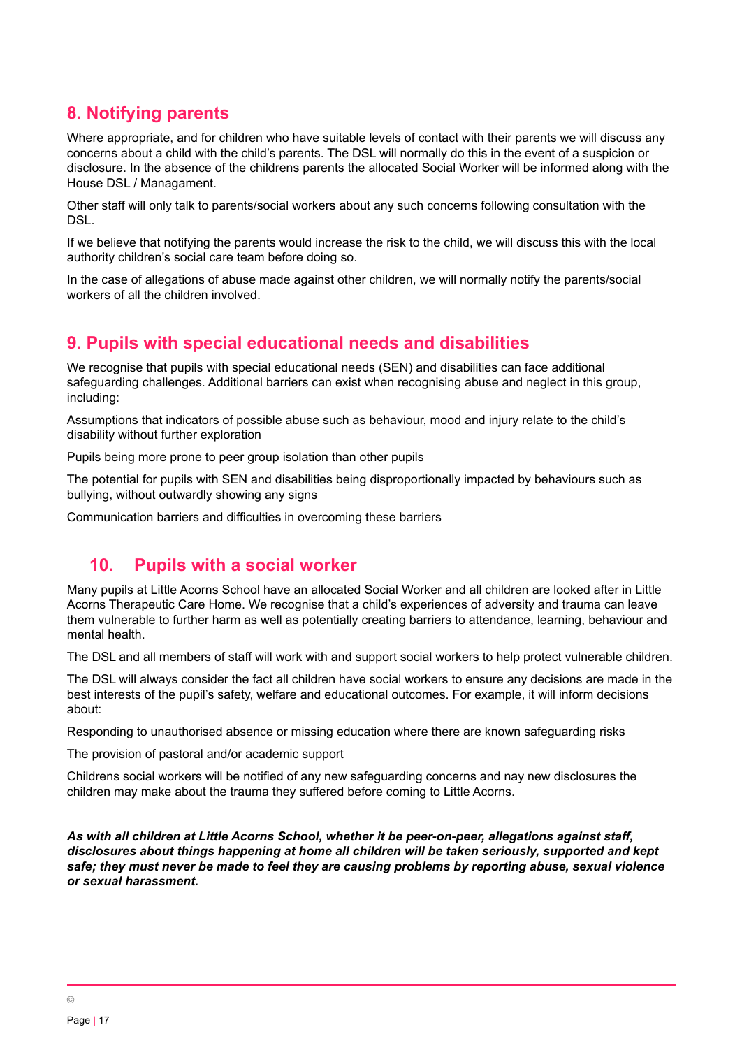## 8. Notifying parents

Where appropriate, and for children who have suitable levels of contact with their parents we will discuss any concerns about a child with the child's parents. The DSL will normally do this in the event of a suspicion or disclosure. In the absence of the childrens parents the allocated Social Worker will be informed along with the House DSL / Managament.

Other staff will only talk to parents/social workers about any such concerns following consultation with the DSL.

If we believe that notifying the parents would increase the risk to the child, we will discuss this with the local authority children's social care team before doing so.

In the case of allegations of abuse made against other children, we will normally notify the parents/social workers of all the children involved.

## 9. Pupils with special educational needs and disabilities

We recognise that pupils with special educational needs (SEN) and disabilities can face additional safeguarding challenges. Additional barriers can exist when recognising abuse and neglect in this group, including:

Assumptions that indicators of possible abuse such as behaviour, mood and injury relate to the child's disability without further exploration

Pupils being more prone to peer group isolation than other pupils

The potential for pupils with SEN and disabilities being disproportionally impacted by behaviours such as bullying, without outwardly showing any signs

Communication barriers and difficulties in overcoming these barriers

## 10. Pupils with a social worker

Many pupils at Little Acorns School have an allocated Social Worker and all children are looked after in Little Acorns Therapeutic Care Home. We recognise that a child's experiences of adversity and trauma can leave them vulnerable to further harm as well as potentially creating barriers to attendance, learning, behaviour and mental health.

The DSL and all members of staff will work with and support social workers to help protect vulnerable children.

The DSL will always consider the fact all children have social workers to ensure any decisions are made in the best interests of the pupil's safety, welfare and educational outcomes. For example, it will inform decisions about:

Responding to unauthorised absence or missing education where there are known safeguarding risks

The provision of pastoral and/or academic support

Childrens social workers will be notified of any new safeguarding concerns and nay new disclosures the children may make about the trauma they suffered before coming to Little Acorns.

***As with all children at Little Acorns School, whether it be peer-on-peer, allegations against staff, disclosures about things happening at home all children will be taken seriously, supported and kept safe; they must never be made to feel they are causing problems by reporting abuse, sexual violence or sexual harassment.***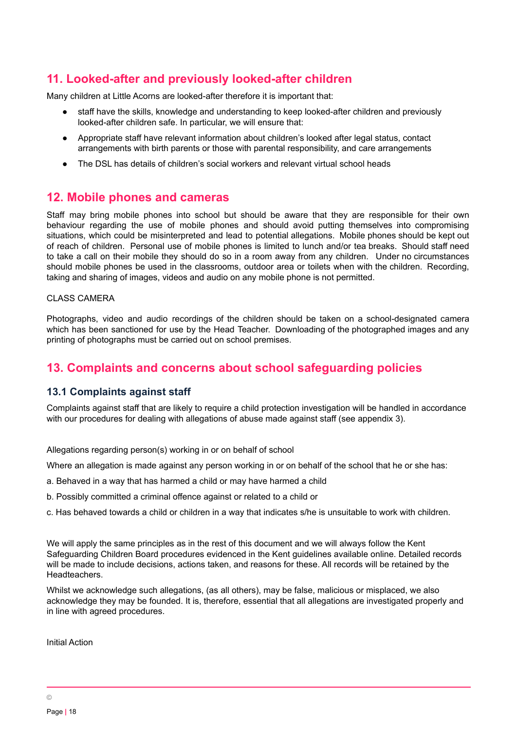## 11. Looked-after and previously looked-after children

Many children at Little Acorns are looked-after therefore it is important that:

- staff have the skills, knowledge and understanding to keep looked-after children and previously looked-after children safe. In particular, we will ensure that:
- Appropriate staff have relevant information about children's looked after legal status, contact arrangements with birth parents or those with parental responsibility, and care arrangements
- The DSL has details of children's social workers and relevant virtual school heads

## 12. Mobile phones and cameras

Staff may bring mobile phones into school but should be aware that they are responsible for their own behaviour regarding the use of mobile phones and should avoid putting themselves into compromising situations, which could be misinterpreted and lead to potential allegations. Mobile phones should be kept out of reach of children. Personal use of mobile phones is limited to lunch and/or tea breaks. Should staff need to take a call on their mobile they should do so in a room away from any children. Under no circumstances should mobile phones be used in the classrooms, outdoor area or toilets when with the children. Recording, taking and sharing of images, videos and audio on any mobile phone is not permitted.

CLASS CAMERA

Photographs, video and audio recordings of the children should be taken on a school-designated camera which has been sanctioned for use by the Head Teacher. Downloading of the photographed images and any printing of photographs must be carried out on school premises.

## 13. Complaints and concerns about school safeguarding policies

### 13.1 Complaints against staff

Complaints against staff that are likely to require a child protection investigation will be handled in accordance with our procedures for dealing with allegations of abuse made against staff (see appendix 3).

Allegations regarding person(s) working in or on behalf of school

Where an allegation is made against any person working in or on behalf of the school that he or she has:

a. Behaved in a way that has harmed a child or may have harmed a child

b. Possibly committed a criminal offence against or related to a child or

c. Has behaved towards a child or children in a way that indicates s/he is unsuitable to work with children.

We will apply the same principles as in the rest of this document and we will always follow the Kent Safeguarding Children Board procedures evidenced in the Kent guidelines available online. Detailed records will be made to include decisions, actions taken, and reasons for these. All records will be retained by the Headteachers.

Whilst we acknowledge such allegations, (as all others), may be false, malicious or misplaced, we also acknowledge they may be founded. It is, therefore, essential that all allegations are investigated properly and in line with agreed procedures.

Initial Action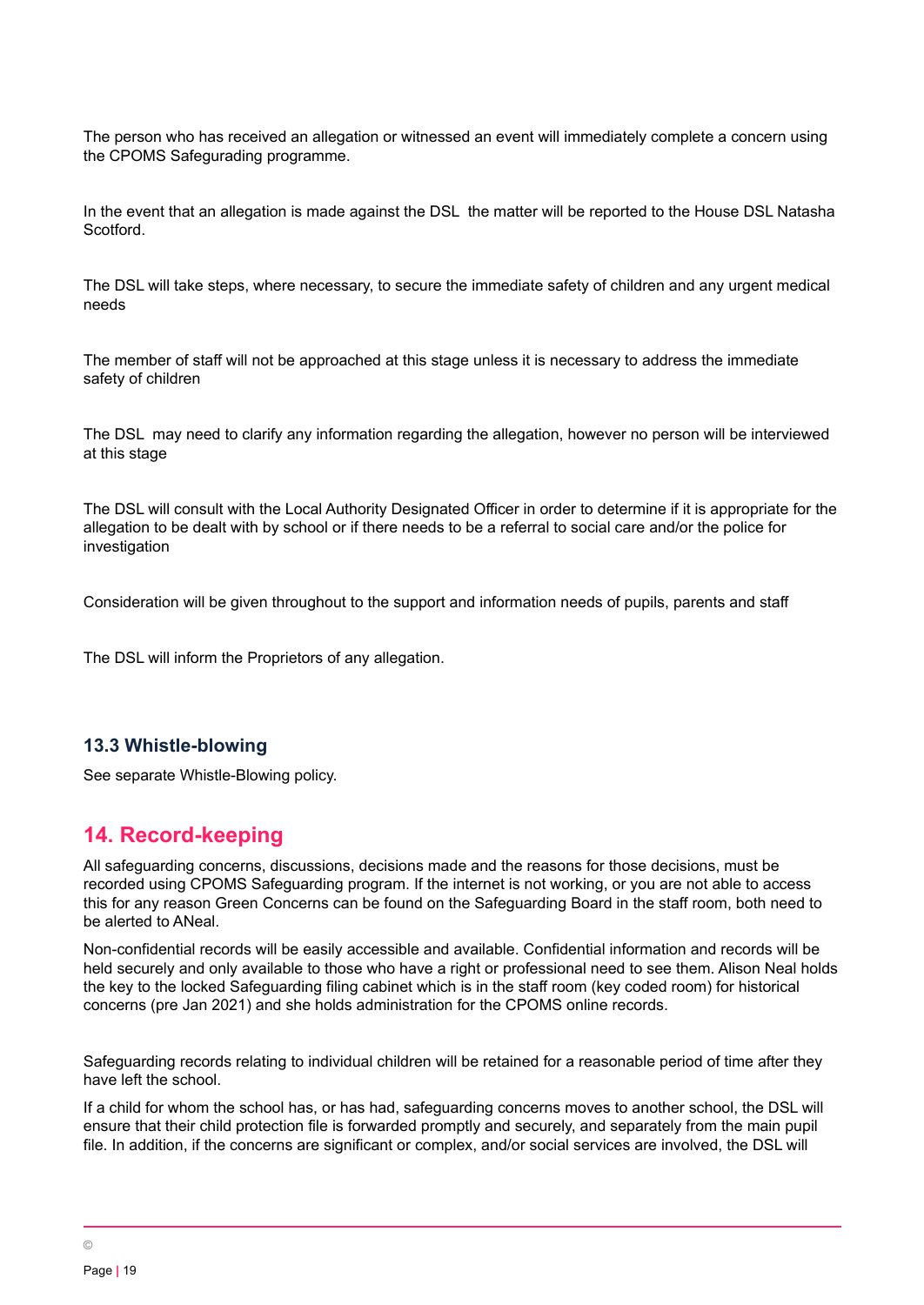The person who has received an allegation or witnessed an event will immediately complete a concern using the CPOMS Safegurading programme.

In the event that an allegation is made against the DSL  the matter will be reported to the House DSL Natasha Scotford.

The DSL will take steps, where necessary, to secure the immediate safety of children and any urgent medical needs

The member of staff will not be approached at this stage unless it is necessary to address the immediate safety of children

The DSL  may need to clarify any information regarding the allegation, however no person will be interviewed at this stage

The DSL will consult with the Local Authority Designated Officer in order to determine if it is appropriate for the allegation to be dealt with by school or if there needs to be a referral to social care and/or the police for investigation

Consideration will be given throughout to the support and information needs of pupils, parents and staff

The DSL will inform the Proprietors of any allegation.

### 13.3 Whistle-blowing

See separate Whistle-Blowing policy.

## 14. Record-keeping

All safeguarding concerns, discussions, decisions made and the reasons for those decisions, must be recorded using CPOMS Safeguarding program. If the internet is not working, or you are not able to access this for any reason Green Concerns can be found on the Safeguarding Board in the staff room, both need to be alerted to ANeal.

Non-confidential records will be easily accessible and available. Confidential information and records will be held securely and only available to those who have a right or professional need to see them. Alison Neal holds the key to the locked Safeguarding filing cabinet which is in the staff room (key coded room) for historical concerns (pre Jan 2021) and she holds administration for the CPOMS online records.

Safeguarding records relating to individual children will be retained for a reasonable period of time after they have left the school.

If a child for whom the school has, or has had, safeguarding concerns moves to another school, the DSL will ensure that their child protection file is forwarded promptly and securely, and separately from the main pupil file. In addition, if the concerns are significant or complex, and/or social services are involved, the DSL will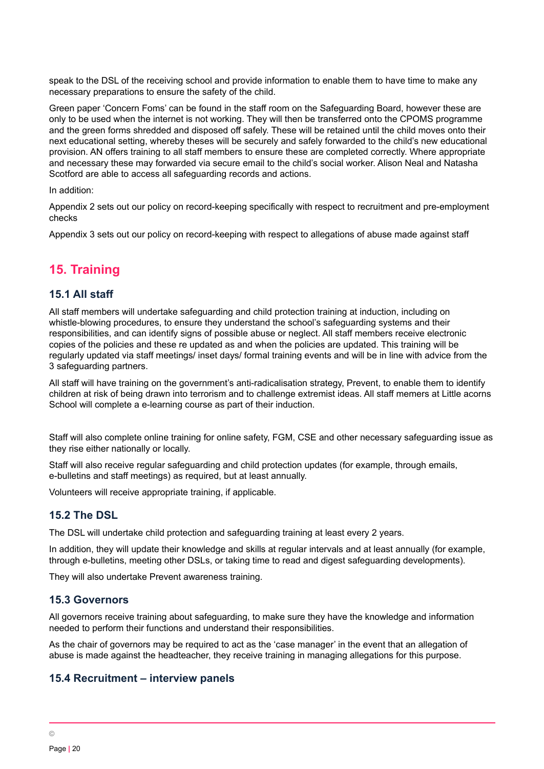speak to the DSL of the receiving school and provide information to enable them to have time to make any necessary preparations to ensure the safety of the child.

Green paper 'Concern Foms' can be found in the staff room on the Safeguarding Board, however these are only to be used when the internet is not working. They will then be transferred onto the CPOMS programme and the green forms shredded and disposed off safely. These will be retained until the child moves onto their next educational setting, whereby theses will be securely and safely forwarded to the child's new educational provision. AN offers training to all staff members to ensure these are completed correctly. Where appropriate and necessary these may forwarded via secure email to the child's social worker. Alison Neal and Natasha Scotford are able to access all safeguarding records and actions.

In addition:

Appendix 2 sets out our policy on record-keeping specifically with respect to recruitment and pre-employment checks

Appendix 3 sets out our policy on record-keeping with respect to allegations of abuse made against staff

## 15. Training

### 15.1 All staff

All staff members will undertake safeguarding and child protection training at induction, including on whistle-blowing procedures, to ensure they understand the school's safeguarding systems and their responsibilities, and can identify signs of possible abuse or neglect. All staff members receive electronic copies of the policies and these re updated as and when the policies are updated. This training will be regularly updated via staff meetings/ inset days/ formal training events and will be in line with advice from the 3 safeguarding partners.

All staff will have training on the government's anti-radicalisation strategy, Prevent, to enable them to identify children at risk of being drawn into terrorism and to challenge extremist ideas. All staff memers at Little acorns School will complete a e-learning course as part of their induction.

Staff will also complete online training for online safety, FGM, CSE and other necessary safeguarding issue as they rise either nationally or locally.

Staff will also receive regular safeguarding and child protection updates (for example, through emails, e-bulletins and staff meetings) as required, but at least annually.

Volunteers will receive appropriate training, if applicable.

### 15.2 The DSL

The DSL will undertake child protection and safeguarding training at least every 2 years.

In addition, they will update their knowledge and skills at regular intervals and at least annually (for example, through e-bulletins, meeting other DSLs, or taking time to read and digest safeguarding developments).

They will also undertake Prevent awareness training.

### 15.3 Governors

All governors receive training about safeguarding, to make sure they have the knowledge and information needed to perform their functions and understand their responsibilities.

As the chair of governors may be required to act as the 'case manager' in the event that an allegation of abuse is made against the headteacher, they receive training in managing allegations for this purpose.

### 15.4 Recruitment – interview panels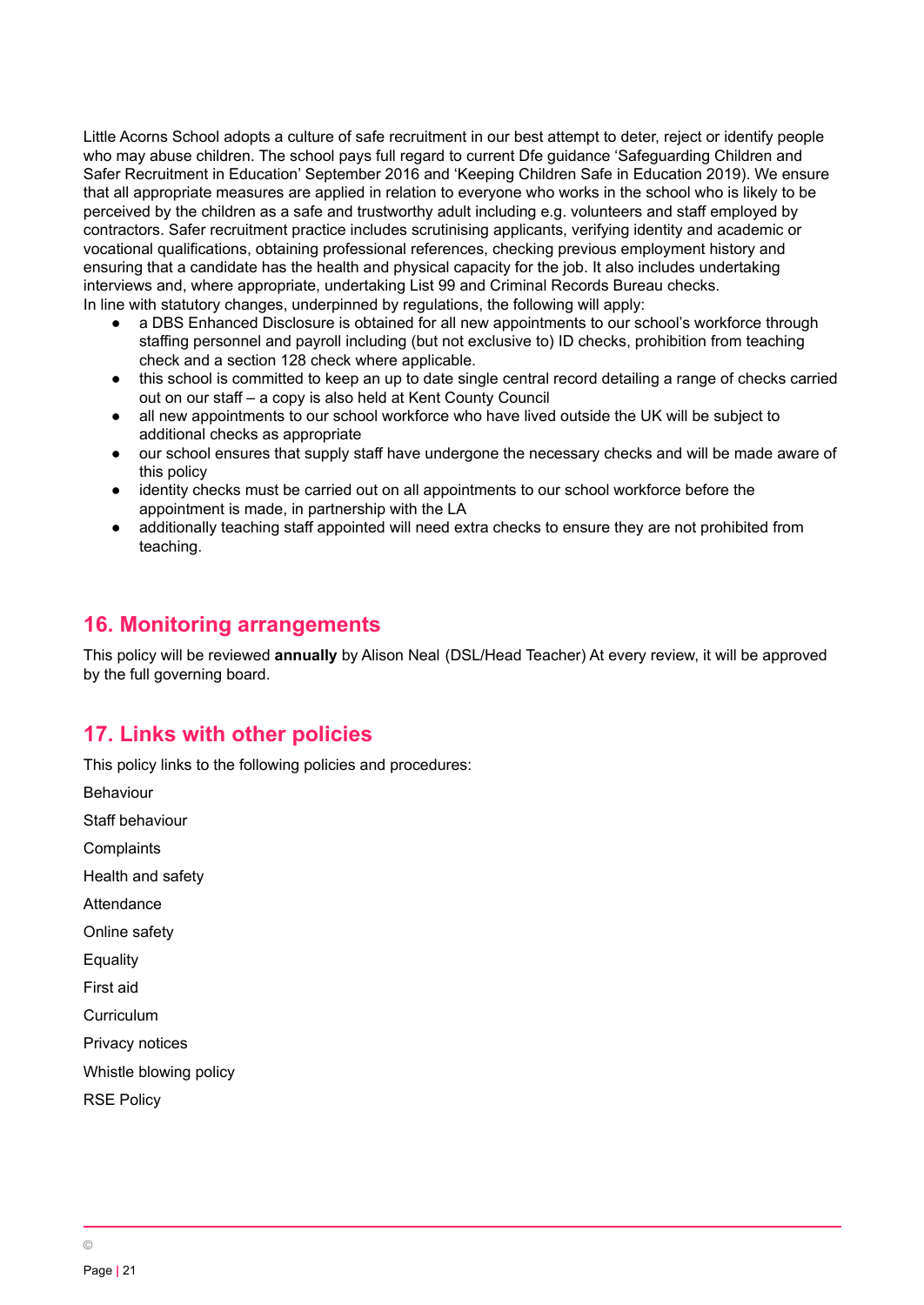Little Acorns School adopts a culture of safe recruitment in our best attempt to deter, reject or identify people who may abuse children. The school pays full regard to current Dfe guidance 'Safeguarding Children and Safer Recruitment in Education' September 2016 and 'Keeping Children Safe in Education 2019). We ensure that all appropriate measures are applied in relation to everyone who works in the school who is likely to be perceived by the children as a safe and trustworthy adult including e.g. volunteers and staff employed by contractors. Safer recruitment practice includes scrutinising applicants, verifying identity and academic or vocational qualifications, obtaining professional references, checking previous employment history and ensuring that a candidate has the health and physical capacity for the job. It also includes undertaking interviews and, where appropriate, undertaking List 99 and Criminal Records Bureau checks.
In line with statutory changes, underpinned by regulations, the following will apply:

- a DBS Enhanced Disclosure is obtained for all new appointments to our school's workforce through staffing personnel and payroll including (but not exclusive to) ID checks, prohibition from teaching check and a section 128 check where applicable.
- this school is committed to keep an up to date single central record detailing a range of checks carried out on our staff – a copy is also held at Kent County Council
- all new appointments to our school workforce who have lived outside the UK will be subject to additional checks as appropriate
- our school ensures that supply staff have undergone the necessary checks and will be made aware of this policy
- identity checks must be carried out on all appointments to our school workforce before the appointment is made, in partnership with the LA
- additionally teaching staff appointed will need extra checks to ensure they are not prohibited from teaching.

## 16. Monitoring arrangements

This policy will be reviewed **annually** by Alison Neal (DSL/Head Teacher) At every review, it will be approved by the full governing board.

## 17. Links with other policies

This policy links to the following policies and procedures:

Behaviour

Staff behaviour

Complaints

Health and safety

Attendance

Online safety

Equality

First aid

Curriculum

Privacy notices

Whistle blowing policy

RSE Policy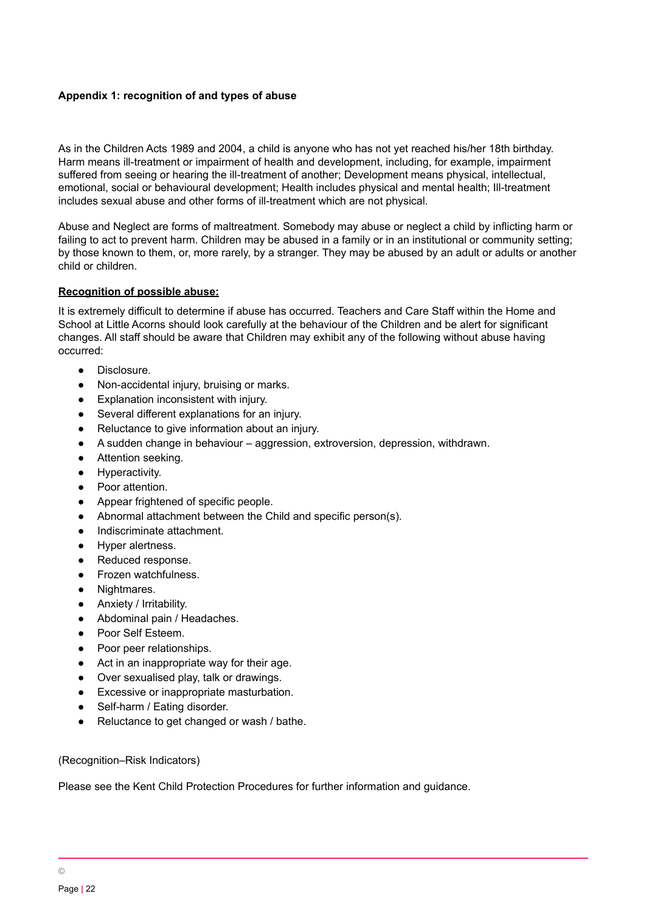**Appendix 1: recognition of and types of abuse**

As in the Children Acts 1989 and 2004, a child is anyone who has not yet reached his/her 18th birthday. Harm means ill-treatment or impairment of health and development, including, for example, impairment suffered from seeing or hearing the ill-treatment of another; Development means physical, intellectual, emotional, social or behavioural development; Health includes physical and mental health; Ill-treatment includes sexual abuse and other forms of ill-treatment which are not physical.

Abuse and Neglect are forms of maltreatment. Somebody may abuse or neglect a child by inflicting harm or failing to act to prevent harm. Children may be abused in a family or in an institutional or community setting; by those known to them, or, more rarely, by a stranger. They may be abused by an adult or adults or another child or children.

**Recognition of possible abuse:**

It is extremely difficult to determine if abuse has occurred. Teachers and Care Staff within the Home and School at Little Acorns should look carefully at the behaviour of the Children and be alert for significant changes. All staff should be aware that Children may exhibit any of the following without abuse having occurred:

- Disclosure.
- Non-accidental injury, bruising or marks.
- Explanation inconsistent with injury.
- Several different explanations for an injury.
- Reluctance to give information about an injury.
- A sudden change in behaviour – aggression, extroversion, depression, withdrawn.
- Attention seeking.
- Hyperactivity.
- Poor attention.
- Appear frightened of specific people.
- Abnormal attachment between the Child and specific person(s).
- Indiscriminate attachment.
- Hyper alertness.
- Reduced response.
- Frozen watchfulness.
- Nightmares.
- Anxiety / Irritability.
- Abdominal pain / Headaches.
- Poor Self Esteem.
- Poor peer relationships.
- Act in an inappropriate way for their age.
- Over sexualised play, talk or drawings.
- Excessive or inappropriate masturbation.
- Self-harm / Eating disorder.
- Reluctance to get changed or wash / bathe.

(Recognition–Risk Indicators)

Please see the Kent Child Protection Procedures for further information and guidance.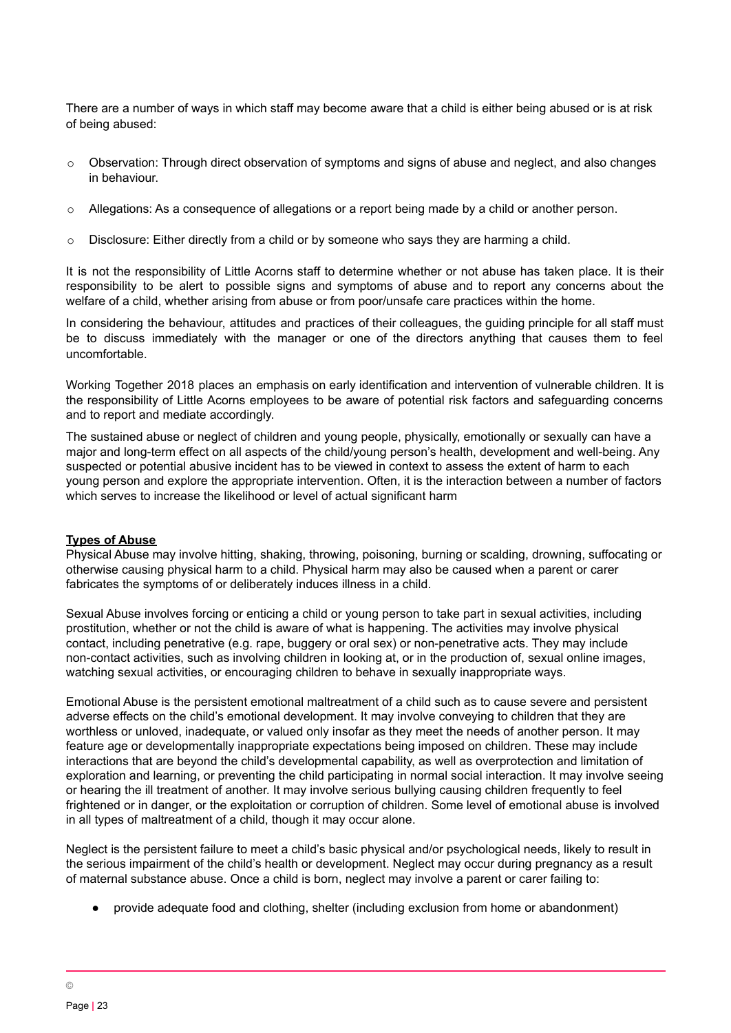There are a number of ways in which staff may become aware that a child is either being abused or is at risk of being abused:

- Observation: Through direct observation of symptoms and signs of abuse and neglect, and also changes in behaviour.
- Allegations: As a consequence of allegations or a report being made by a child or another person.
- Disclosure: Either directly from a child or by someone who says they are harming a child.

It is not the responsibility of Little Acorns staff to determine whether or not abuse has taken place. It is their responsibility to be alert to possible signs and symptoms of abuse and to report any concerns about the welfare of a child, whether arising from abuse or from poor/unsafe care practices within the home.

In considering the behaviour, attitudes and practices of their colleagues, the guiding principle for all staff must be to discuss immediately with the manager or one of the directors anything that causes them to feel uncomfortable.

Working Together 2018 places an emphasis on early identification and intervention of vulnerable children. It is the responsibility of Little Acorns employees to be aware of potential risk factors and safeguarding concerns and to report and mediate accordingly.

The sustained abuse or neglect of children and young people, physically, emotionally or sexually can have a major and long-term effect on all aspects of the child/young person's health, development and well-being. Any suspected or potential abusive incident has to be viewed in context to assess the extent of harm to each young person and explore the appropriate intervention. Often, it is the interaction between a number of factors which serves to increase the likelihood or level of actual significant harm

**Types of Abuse**

Physical Abuse may involve hitting, shaking, throwing, poisoning, burning or scalding, drowning, suffocating or otherwise causing physical harm to a child. Physical harm may also be caused when a parent or carer fabricates the symptoms of or deliberately induces illness in a child.

Sexual Abuse involves forcing or enticing a child or young person to take part in sexual activities, including prostitution, whether or not the child is aware of what is happening. The activities may involve physical contact, including penetrative (e.g. rape, buggery or oral sex) or non-penetrative acts. They may include non-contact activities, such as involving children in looking at, or in the production of, sexual online images, watching sexual activities, or encouraging children to behave in sexually inappropriate ways.

Emotional Abuse is the persistent emotional maltreatment of a child such as to cause severe and persistent adverse effects on the child's emotional development. It may involve conveying to children that they are worthless or unloved, inadequate, or valued only insofar as they meet the needs of another person. It may feature age or developmentally inappropriate expectations being imposed on children. These may include interactions that are beyond the child's developmental capability, as well as overprotection and limitation of exploration and learning, or preventing the child participating in normal social interaction. It may involve seeing or hearing the ill treatment of another. It may involve serious bullying causing children frequently to feel frightened or in danger, or the exploitation or corruption of children. Some level of emotional abuse is involved in all types of maltreatment of a child, though it may occur alone.

Neglect is the persistent failure to meet a child's basic physical and/or psychological needs, likely to result in the serious impairment of the child's health or development. Neglect may occur during pregnancy as a result of maternal substance abuse. Once a child is born, neglect may involve a parent or carer failing to:

- provide adequate food and clothing, shelter (including exclusion from home or abandonment)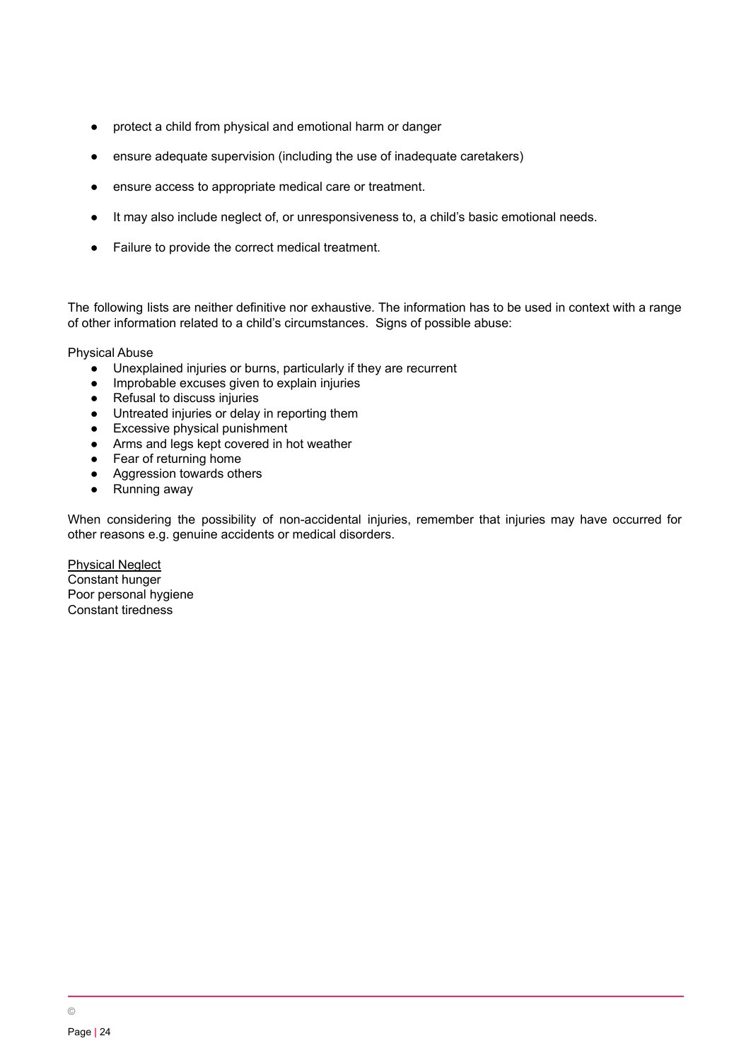- protect a child from physical and emotional harm or danger
- ensure adequate supervision (including the use of inadequate caretakers)
- ensure access to appropriate medical care or treatment.
- It may also include neglect of, or unresponsiveness to, a child's basic emotional needs.
- Failure to provide the correct medical treatment.

The following lists are neither definitive nor exhaustive. The information has to be used in context with a range of other information related to a child's circumstances. Signs of possible abuse:

Physical Abuse

- Unexplained injuries or burns, particularly if they are recurrent
- Improbable excuses given to explain injuries
- Refusal to discuss injuries
- Untreated injuries or delay in reporting them
- Excessive physical punishment
- Arms and legs kept covered in hot weather
- Fear of returning home
- Aggression towards others
- Running away

When considering the possibility of non-accidental injuries, remember that injuries may have occurred for other reasons e.g. genuine accidents or medical disorders.

<u>Physical Neglect</u>
Constant hunger
Poor personal hygiene
Constant tiredness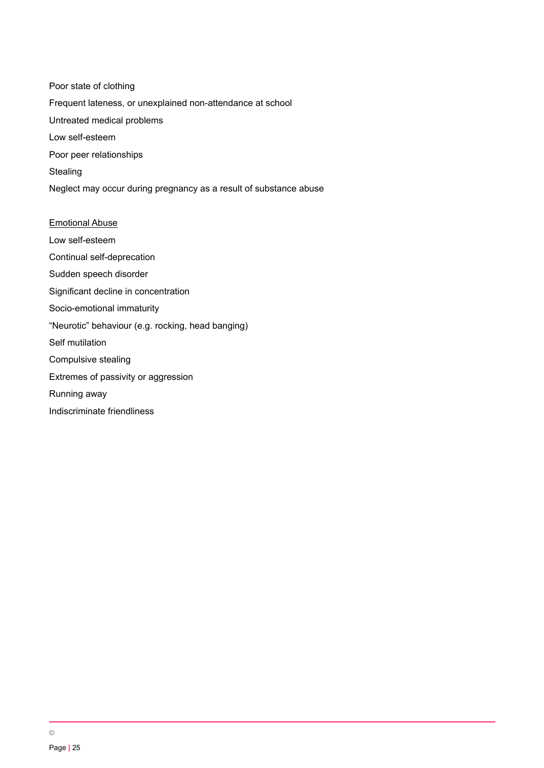Poor state of clothing

Frequent lateness, or unexplained non-attendance at school

Untreated medical problems

Low self-esteem

Poor peer relationships

Stealing

Neglect may occur during pregnancy as a result of substance abuse

Emotional Abuse

Low self-esteem

Continual self-deprecation

Sudden speech disorder

Significant decline in concentration

Socio-emotional immaturity

"Neurotic" behaviour (e.g. rocking, head banging)

Self mutilation

Compulsive stealing

Extremes of passivity or aggression

Running away

Indiscriminate friendliness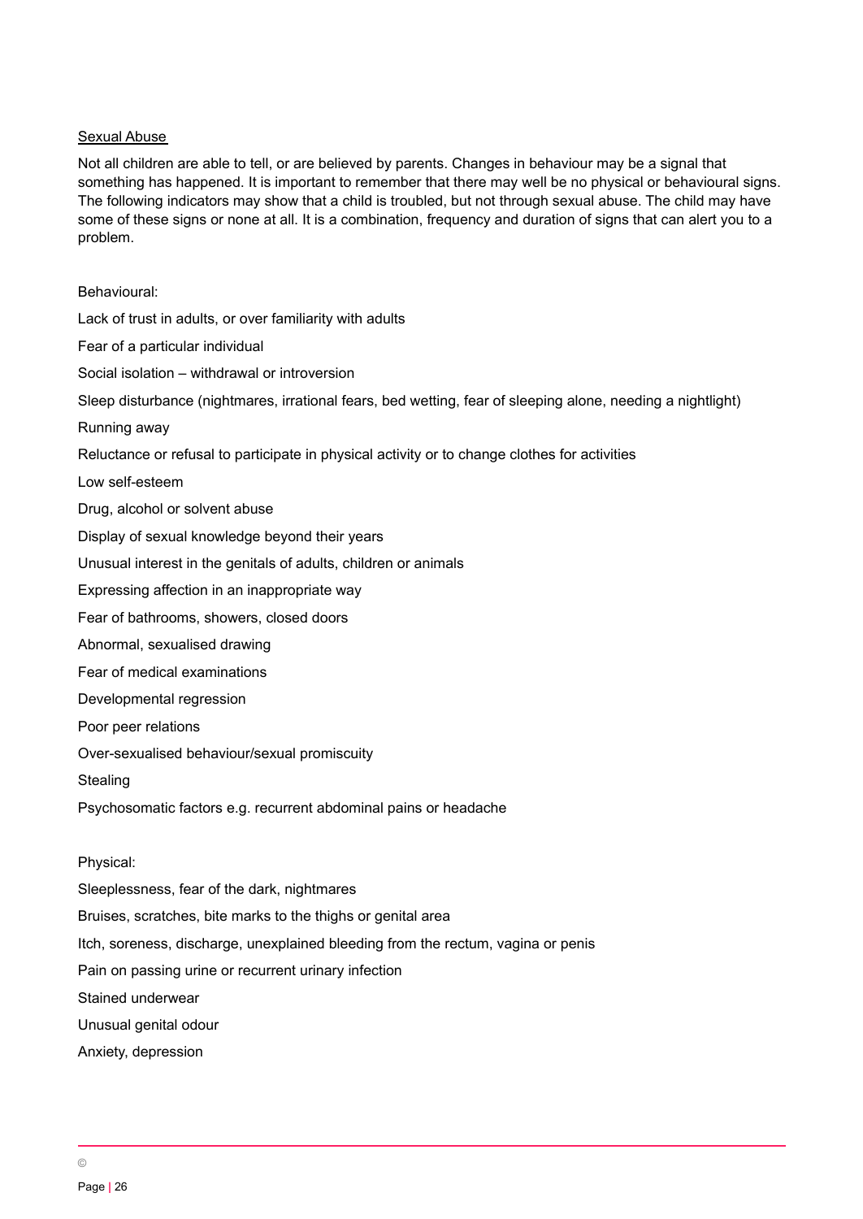Sexual Abuse

Not all children are able to tell, or are believed by parents. Changes in behaviour may be a signal that something has happened. It is important to remember that there may well be no physical or behavioural signs. The following indicators may show that a child is troubled, but not through sexual abuse. The child may have some of these signs or none at all. It is a combination, frequency and duration of signs that can alert you to a problem.

Behavioural:

Lack of trust in adults, or over familiarity with adults

Fear of a particular individual

Social isolation – withdrawal or introversion

Sleep disturbance (nightmares, irrational fears, bed wetting, fear of sleeping alone, needing a nightlight)

Running away

Reluctance or refusal to participate in physical activity or to change clothes for activities

Low self-esteem

Drug, alcohol or solvent abuse

Display of sexual knowledge beyond their years

Unusual interest in the genitals of adults, children or animals

Expressing affection in an inappropriate way

Fear of bathrooms, showers, closed doors

Abnormal, sexualised drawing

Fear of medical examinations

Developmental regression

Poor peer relations

Over-sexualised behaviour/sexual promiscuity

Stealing

Psychosomatic factors e.g. recurrent abdominal pains or headache

Physical:

Sleeplessness, fear of the dark, nightmares

Bruises, scratches, bite marks to the thighs or genital area

Itch, soreness, discharge, unexplained bleeding from the rectum, vagina or penis

Pain on passing urine or recurrent urinary infection

Stained underwear

Unusual genital odour

Anxiety, depression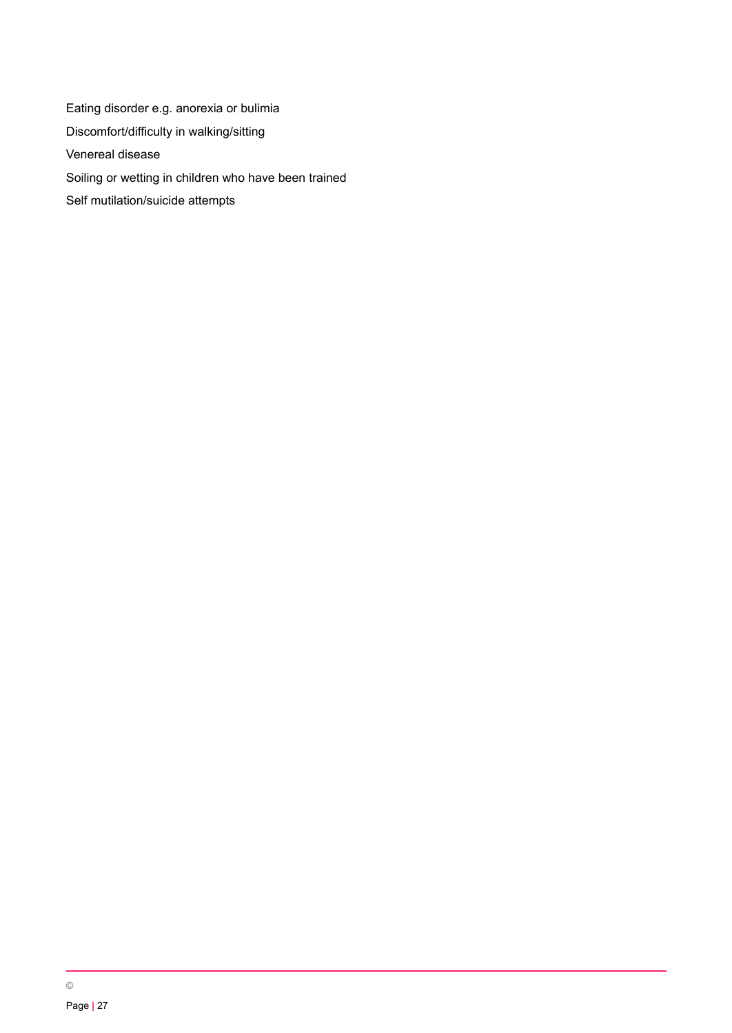Eating disorder e.g. anorexia or bulimia

Discomfort/difficulty in walking/sitting

Venereal disease

Soiling or wetting in children who have been trained

Self mutilation/suicide attempts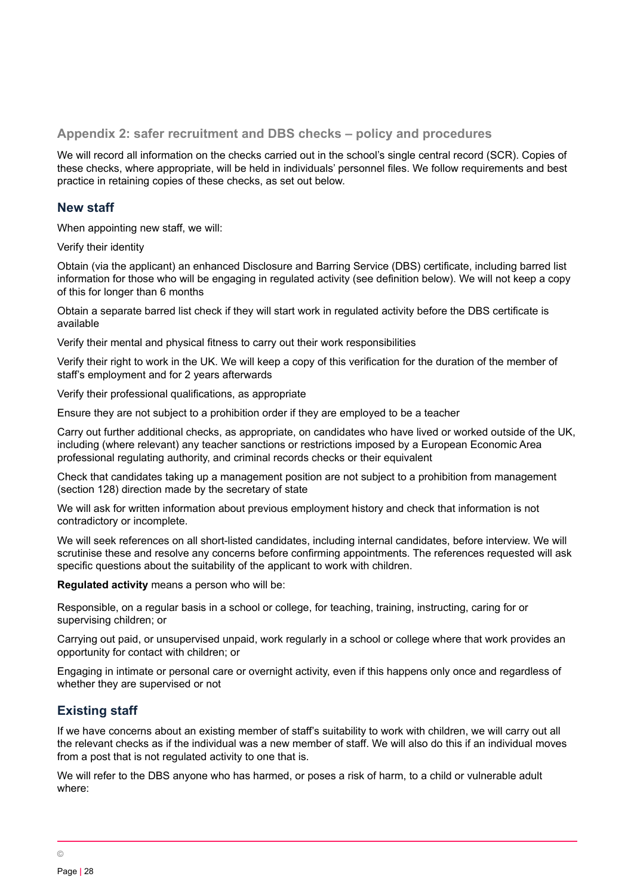## Appendix 2: safer recruitment and DBS checks – policy and procedures

We will record all information on the checks carried out in the school's single central record (SCR). Copies of these checks, where appropriate, will be held in individuals' personnel files. We follow requirements and best practice in retaining copies of these checks, as set out below.

### New staff

When appointing new staff, we will:

Verify their identity

Obtain (via the applicant) an enhanced Disclosure and Barring Service (DBS) certificate, including barred list information for those who will be engaging in regulated activity (see definition below). We will not keep a copy of this for longer than 6 months

Obtain a separate barred list check if they will start work in regulated activity before the DBS certificate is available

Verify their mental and physical fitness to carry out their work responsibilities

Verify their right to work in the UK. We will keep a copy of this verification for the duration of the member of staff's employment and for 2 years afterwards

Verify their professional qualifications, as appropriate

Ensure they are not subject to a prohibition order if they are employed to be a teacher

Carry out further additional checks, as appropriate, on candidates who have lived or worked outside of the UK, including (where relevant) any teacher sanctions or restrictions imposed by a European Economic Area professional regulating authority, and criminal records checks or their equivalent

Check that candidates taking up a management position are not subject to a prohibition from management (section 128) direction made by the secretary of state

We will ask for written information about previous employment history and check that information is not contradictory or incomplete.

We will seek references on all short-listed candidates, including internal candidates, before interview. We will scrutinise these and resolve any concerns before confirming appointments. The references requested will ask specific questions about the suitability of the applicant to work with children.

**Regulated activity** means a person who will be:

Responsible, on a regular basis in a school or college, for teaching, training, instructing, caring for or supervising children; or

Carrying out paid, or unsupervised unpaid, work regularly in a school or college where that work provides an opportunity for contact with children; or

Engaging in intimate or personal care or overnight activity, even if this happens only once and regardless of whether they are supervised or not

### Existing staff

If we have concerns about an existing member of staff's suitability to work with children, we will carry out all the relevant checks as if the individual was a new member of staff. We will also do this if an individual moves from a post that is not regulated activity to one that is.

We will refer to the DBS anyone who has harmed, or poses a risk of harm, to a child or vulnerable adult where: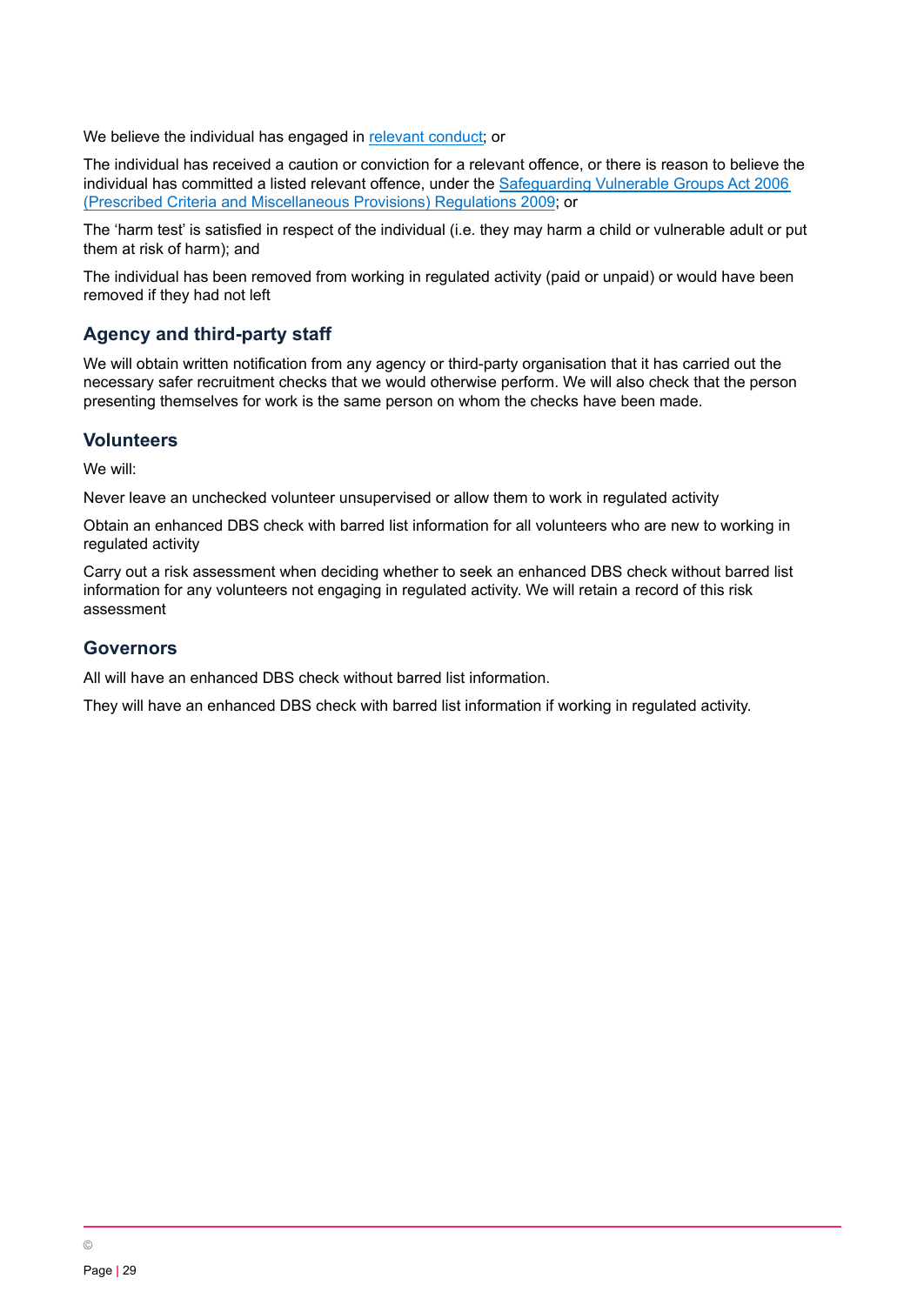We believe the individual has engaged in [relevant conduct](); or

The individual has received a caution or conviction for a relevant offence, or there is reason to believe the individual has committed a listed relevant offence, under the [Safeguarding Vulnerable Groups Act 2006 (Prescribed Criteria and Miscellaneous Provisions) Regulations 2009](); or

The 'harm test' is satisfied in respect of the individual (i.e. they may harm a child or vulnerable adult or put them at risk of harm); and

The individual has been removed from working in regulated activity (paid or unpaid) or would have been removed if they had not left

## Agency and third-party staff

We will obtain written notification from any agency or third-party organisation that it has carried out the necessary safer recruitment checks that we would otherwise perform. We will also check that the person presenting themselves for work is the same person on whom the checks have been made.

## Volunteers

We will:

Never leave an unchecked volunteer unsupervised or allow them to work in regulated activity

Obtain an enhanced DBS check with barred list information for all volunteers who are new to working in regulated activity

Carry out a risk assessment when deciding whether to seek an enhanced DBS check without barred list information for any volunteers not engaging in regulated activity. We will retain a record of this risk assessment

## Governors

All will have an enhanced DBS check without barred list information.

They will have an enhanced DBS check with barred list information if working in regulated activity.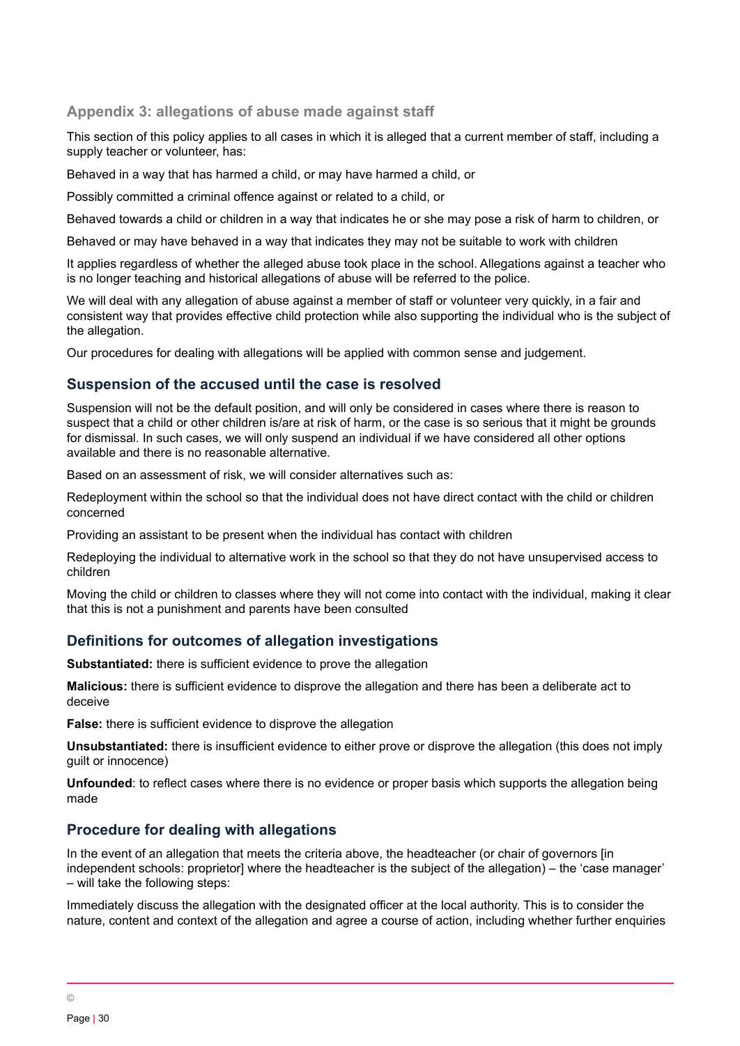## Appendix 3: allegations of abuse made against staff

This section of this policy applies to all cases in which it is alleged that a current member of staff, including a supply teacher or volunteer, has:

Behaved in a way that has harmed a child, or may have harmed a child, or

Possibly committed a criminal offence against or related to a child, or

Behaved towards a child or children in a way that indicates he or she may pose a risk of harm to children, or

Behaved or may have behaved in a way that indicates they may not be suitable to work with children

It applies regardless of whether the alleged abuse took place in the school. Allegations against a teacher who is no longer teaching and historical allegations of abuse will be referred to the police.

We will deal with any allegation of abuse against a member of staff or volunteer very quickly, in a fair and consistent way that provides effective child protection while also supporting the individual who is the subject of the allegation.

Our procedures for dealing with allegations will be applied with common sense and judgement.

### Suspension of the accused until the case is resolved

Suspension will not be the default position, and will only be considered in cases where there is reason to suspect that a child or other children is/are at risk of harm, or the case is so serious that it might be grounds for dismissal. In such cases, we will only suspend an individual if we have considered all other options available and there is no reasonable alternative.

Based on an assessment of risk, we will consider alternatives such as:

Redeployment within the school so that the individual does not have direct contact with the child or children concerned

Providing an assistant to be present when the individual has contact with children

Redeploying the individual to alternative work in the school so that they do not have unsupervised access to children

Moving the child or children to classes where they will not come into contact with the individual, making it clear that this is not a punishment and parents have been consulted

### Definitions for outcomes of allegation investigations

**Substantiated:** there is sufficient evidence to prove the allegation

**Malicious:** there is sufficient evidence to disprove the allegation and there has been a deliberate act to deceive

**False:** there is sufficient evidence to disprove the allegation

**Unsubstantiated:** there is insufficient evidence to either prove or disprove the allegation (this does not imply guilt or innocence)

**Unfounded**: to reflect cases where there is no evidence or proper basis which supports the allegation being made

### Procedure for dealing with allegations

In the event of an allegation that meets the criteria above, the headteacher (or chair of governors [in independent schools: proprietor] where the headteacher is the subject of the allegation) – the 'case manager' – will take the following steps:

Immediately discuss the allegation with the designated officer at the local authority. This is to consider the nature, content and context of the allegation and agree a course of action, including whether further enquiries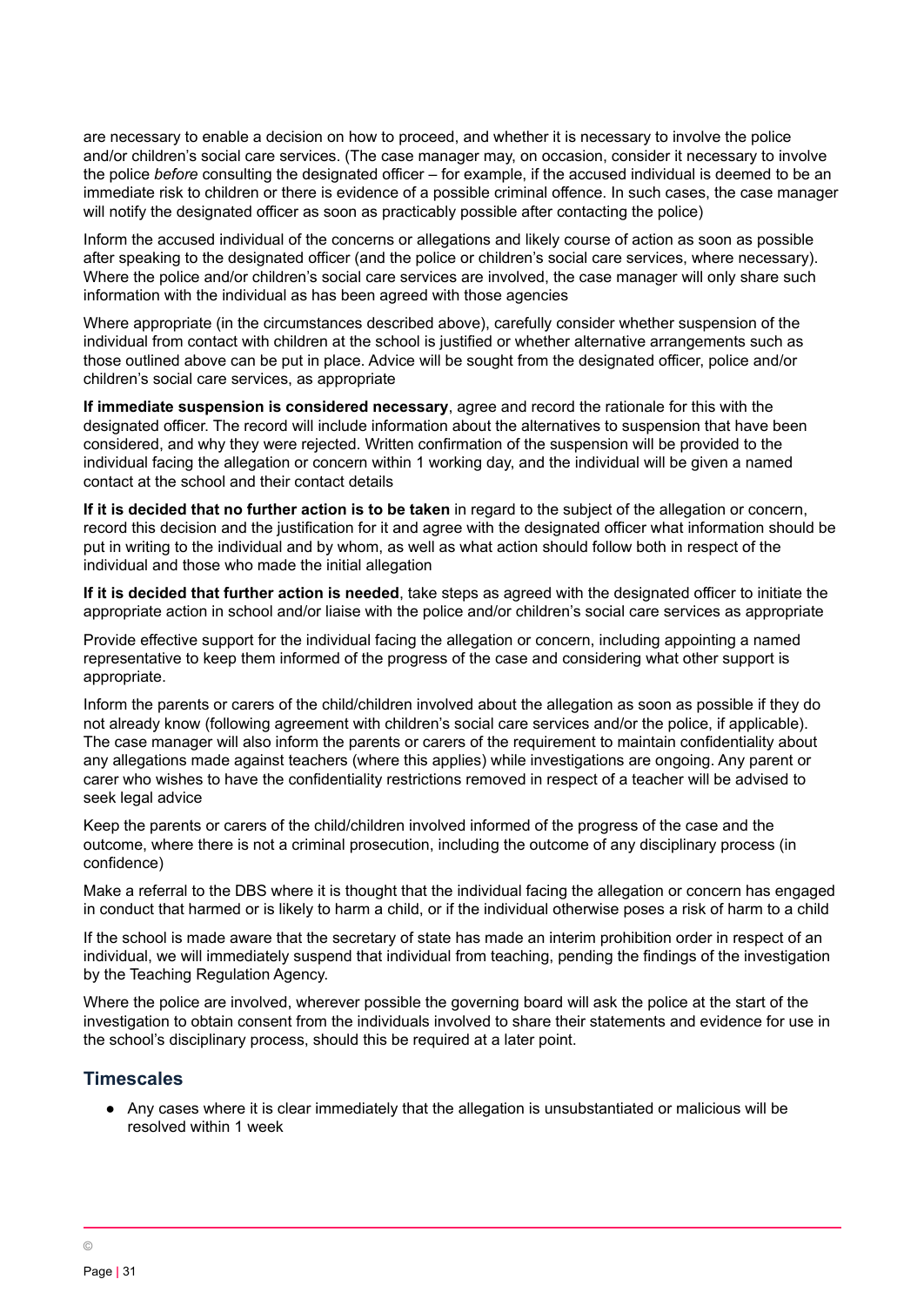are necessary to enable a decision on how to proceed, and whether it is necessary to involve the police and/or children's social care services. (The case manager may, on occasion, consider it necessary to involve the police *before* consulting the designated officer – for example, if the accused individual is deemed to be an immediate risk to children or there is evidence of a possible criminal offence. In such cases, the case manager will notify the designated officer as soon as practicably possible after contacting the police)

Inform the accused individual of the concerns or allegations and likely course of action as soon as possible after speaking to the designated officer (and the police or children's social care services, where necessary). Where the police and/or children's social care services are involved, the case manager will only share such information with the individual as has been agreed with those agencies

Where appropriate (in the circumstances described above), carefully consider whether suspension of the individual from contact with children at the school is justified or whether alternative arrangements such as those outlined above can be put in place. Advice will be sought from the designated officer, police and/or children's social care services, as appropriate

**If immediate suspension is considered necessary**, agree and record the rationale for this with the designated officer. The record will include information about the alternatives to suspension that have been considered, and why they were rejected. Written confirmation of the suspension will be provided to the individual facing the allegation or concern within 1 working day, and the individual will be given a named contact at the school and their contact details

**If it is decided that no further action is to be taken** in regard to the subject of the allegation or concern, record this decision and the justification for it and agree with the designated officer what information should be put in writing to the individual and by whom, as well as what action should follow both in respect of the individual and those who made the initial allegation

**If it is decided that further action is needed**, take steps as agreed with the designated officer to initiate the appropriate action in school and/or liaise with the police and/or children's social care services as appropriate

Provide effective support for the individual facing the allegation or concern, including appointing a named representative to keep them informed of the progress of the case and considering what other support is appropriate.

Inform the parents or carers of the child/children involved about the allegation as soon as possible if they do not already know (following agreement with children's social care services and/or the police, if applicable). The case manager will also inform the parents or carers of the requirement to maintain confidentiality about any allegations made against teachers (where this applies) while investigations are ongoing. Any parent or carer who wishes to have the confidentiality restrictions removed in respect of a teacher will be advised to seek legal advice

Keep the parents or carers of the child/children involved informed of the progress of the case and the outcome, where there is not a criminal prosecution, including the outcome of any disciplinary process (in confidence)

Make a referral to the DBS where it is thought that the individual facing the allegation or concern has engaged in conduct that harmed or is likely to harm a child, or if the individual otherwise poses a risk of harm to a child

If the school is made aware that the secretary of state has made an interim prohibition order in respect of an individual, we will immediately suspend that individual from teaching, pending the findings of the investigation by the Teaching Regulation Agency.

Where the police are involved, wherever possible the governing board will ask the police at the start of the investigation to obtain consent from the individuals involved to share their statements and evidence for use in the school's disciplinary process, should this be required at a later point.

## Timescales

- Any cases where it is clear immediately that the allegation is unsubstantiated or malicious will be resolved within 1 week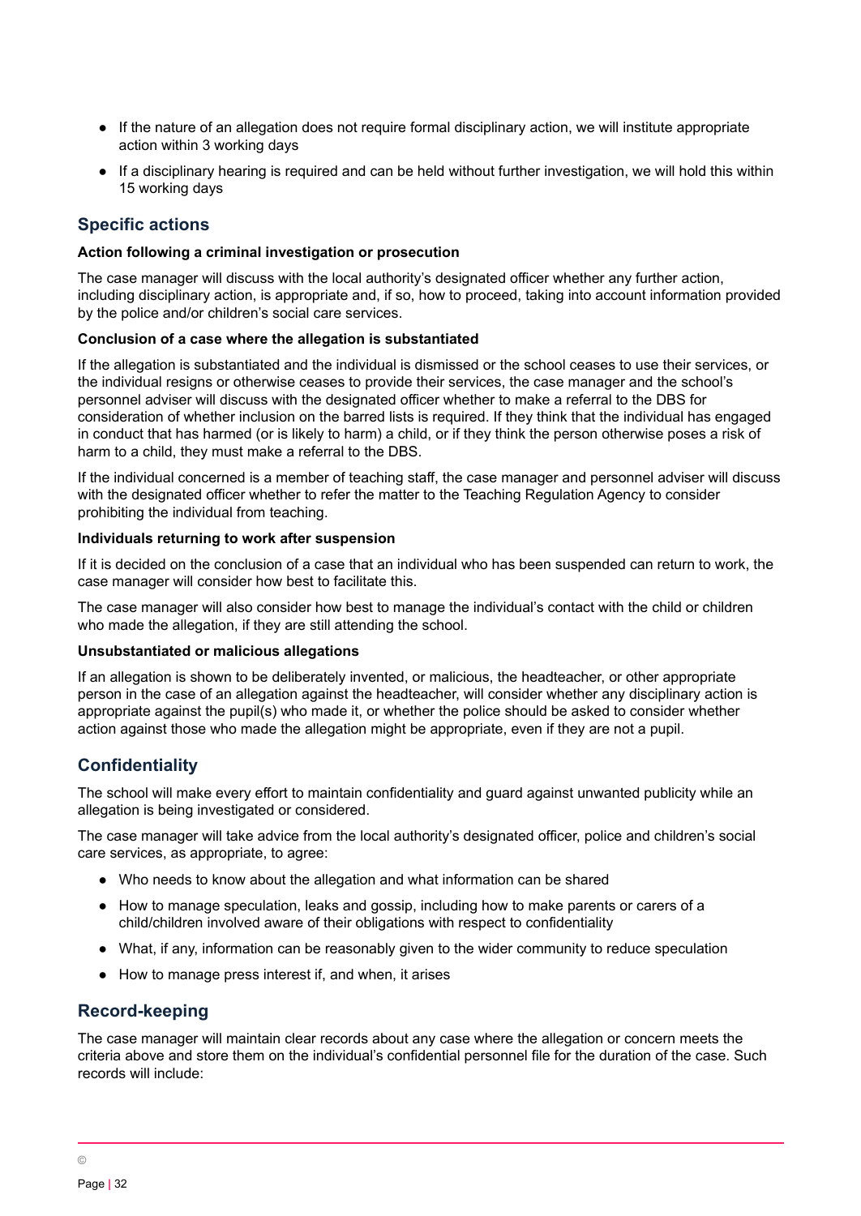- If the nature of an allegation does not require formal disciplinary action, we will institute appropriate action within 3 working days
- If a disciplinary hearing is required and can be held without further investigation, we will hold this within 15 working days

## Specific actions

**Action following a criminal investigation or prosecution**

The case manager will discuss with the local authority's designated officer whether any further action, including disciplinary action, is appropriate and, if so, how to proceed, taking into account information provided by the police and/or children's social care services.

**Conclusion of a case where the allegation is substantiated**

If the allegation is substantiated and the individual is dismissed or the school ceases to use their services, or the individual resigns or otherwise ceases to provide their services, the case manager and the school's personnel adviser will discuss with the designated officer whether to make a referral to the DBS for consideration of whether inclusion on the barred lists is required. If they think that the individual has engaged in conduct that has harmed (or is likely to harm) a child, or if they think the person otherwise poses a risk of harm to a child, they must make a referral to the DBS.

If the individual concerned is a member of teaching staff, the case manager and personnel adviser will discuss with the designated officer whether to refer the matter to the Teaching Regulation Agency to consider prohibiting the individual from teaching.

**Individuals returning to work after suspension**

If it is decided on the conclusion of a case that an individual who has been suspended can return to work, the case manager will consider how best to facilitate this.

The case manager will also consider how best to manage the individual's contact with the child or children who made the allegation, if they are still attending the school.

**Unsubstantiated or malicious allegations**

If an allegation is shown to be deliberately invented, or malicious, the headteacher, or other appropriate person in the case of an allegation against the headteacher, will consider whether any disciplinary action is appropriate against the pupil(s) who made it, or whether the police should be asked to consider whether action against those who made the allegation might be appropriate, even if they are not a pupil.

## Confidentiality

The school will make every effort to maintain confidentiality and guard against unwanted publicity while an allegation is being investigated or considered.

The case manager will take advice from the local authority's designated officer, police and children's social care services, as appropriate, to agree:

- Who needs to know about the allegation and what information can be shared
- How to manage speculation, leaks and gossip, including how to make parents or carers of a child/children involved aware of their obligations with respect to confidentiality
- What, if any, information can be reasonably given to the wider community to reduce speculation
- How to manage press interest if, and when, it arises

## Record-keeping

The case manager will maintain clear records about any case where the allegation or concern meets the criteria above and store them on the individual's confidential personnel file for the duration of the case. Such records will include: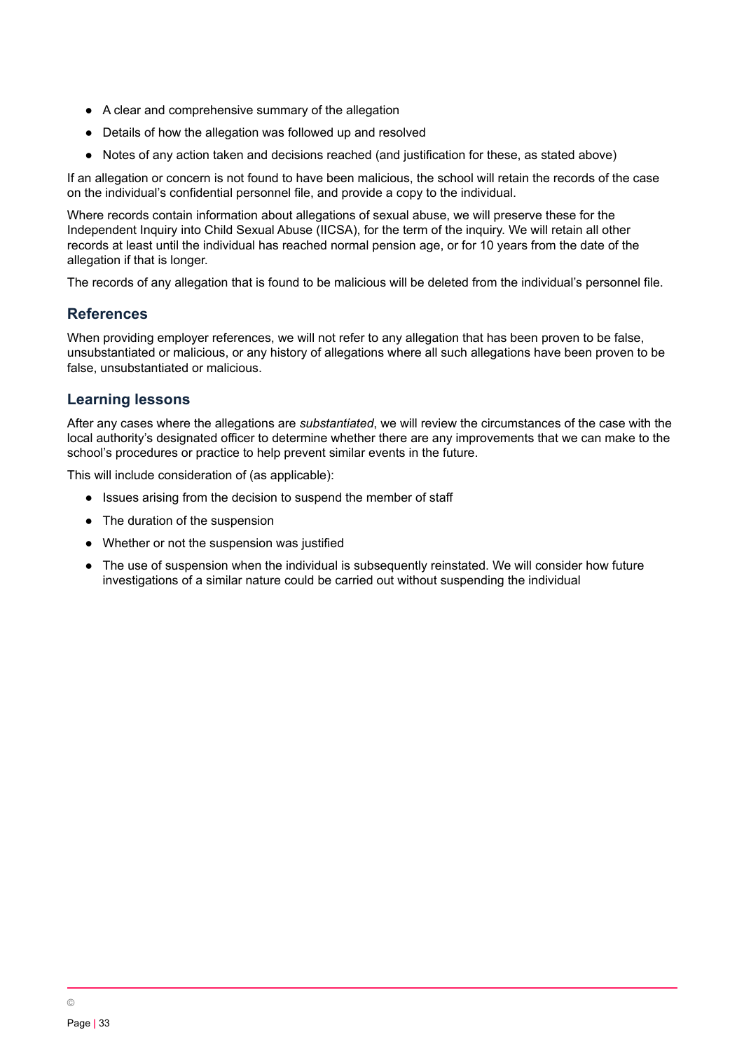- A clear and comprehensive summary of the allegation
- Details of how the allegation was followed up and resolved
- Notes of any action taken and decisions reached (and justification for these, as stated above)

If an allegation or concern is not found to have been malicious, the school will retain the records of the case on the individual's confidential personnel file, and provide a copy to the individual.

Where records contain information about allegations of sexual abuse, we will preserve these for the Independent Inquiry into Child Sexual Abuse (IICSA), for the term of the inquiry. We will retain all other records at least until the individual has reached normal pension age, or for 10 years from the date of the allegation if that is longer.

The records of any allegation that is found to be malicious will be deleted from the individual's personnel file.

### References

When providing employer references, we will not refer to any allegation that has been proven to be false, unsubstantiated or malicious, or any history of allegations where all such allegations have been proven to be false, unsubstantiated or malicious.

### Learning lessons

After any cases where the allegations are *substantiated*, we will review the circumstances of the case with the local authority's designated officer to determine whether there are any improvements that we can make to the school's procedures or practice to help prevent similar events in the future.

This will include consideration of (as applicable):

- Issues arising from the decision to suspend the member of staff
- The duration of the suspension
- Whether or not the suspension was justified
- The use of suspension when the individual is subsequently reinstated. We will consider how future investigations of a similar nature could be carried out without suspending the individual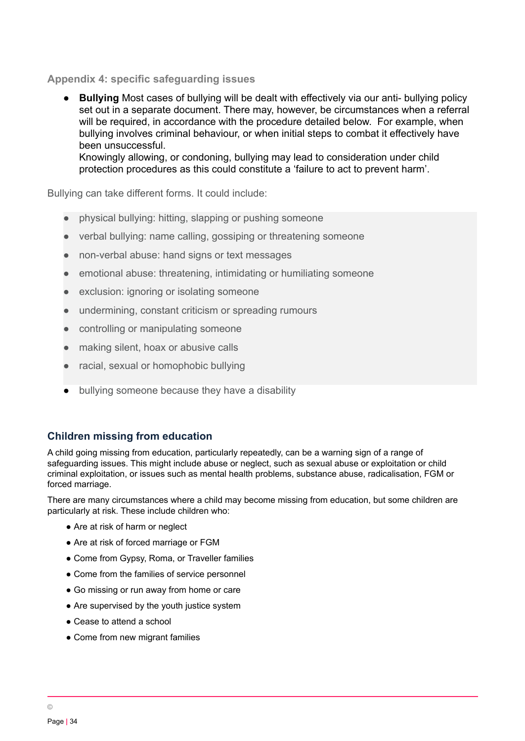### Appendix 4: specific safeguarding issues

- **Bullying** Most cases of bullying will be dealt with effectively via our anti- bullying policy set out in a separate document. There may, however, be circumstances when a referral will be required, in accordance with the procedure detailed below. For example, when bullying involves criminal behaviour, or when initial steps to combat it effectively have been unsuccessful.
  Knowingly allowing, or condoning, bullying may lead to consideration under child protection procedures as this could constitute a 'failure to act to prevent harm'.

Bullying can take different forms. It could include:

- physical bullying: hitting, slapping or pushing someone
- verbal bullying: name calling, gossiping or threatening someone
- non-verbal abuse: hand signs or text messages
- emotional abuse: threatening, intimidating or humiliating someone
- exclusion: ignoring or isolating someone
- undermining, constant criticism or spreading rumours
- controlling or manipulating someone
- making silent, hoax or abusive calls
- racial, sexual or homophobic bullying
- bullying someone because they have a disability

## Children missing from education

A child going missing from education, particularly repeatedly, can be a warning sign of a range of safeguarding issues. This might include abuse or neglect, such as sexual abuse or exploitation or child criminal exploitation, or issues such as mental health problems, substance abuse, radicalisation, FGM or forced marriage.

There are many circumstances where a child may become missing from education, but some children are particularly at risk. These include children who:

- Are at risk of harm or neglect
- Are at risk of forced marriage or FGM
- Come from Gypsy, Roma, or Traveller families
- Come from the families of service personnel
- Go missing or run away from home or care
- Are supervised by the youth justice system
- Cease to attend a school
- Come from new migrant families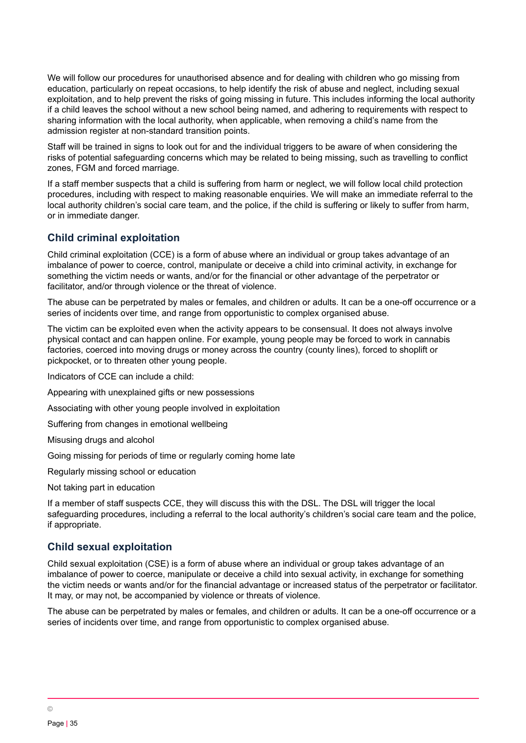We will follow our procedures for unauthorised absence and for dealing with children who go missing from education, particularly on repeat occasions, to help identify the risk of abuse and neglect, including sexual exploitation, and to help prevent the risks of going missing in future. This includes informing the local authority if a child leaves the school without a new school being named, and adhering to requirements with respect to sharing information with the local authority, when applicable, when removing a child's name from the admission register at non-standard transition points.

Staff will be trained in signs to look out for and the individual triggers to be aware of when considering the risks of potential safeguarding concerns which may be related to being missing, such as travelling to conflict zones, FGM and forced marriage.

If a staff member suspects that a child is suffering from harm or neglect, we will follow local child protection procedures, including with respect to making reasonable enquiries. We will make an immediate referral to the local authority children's social care team, and the police, if the child is suffering or likely to suffer from harm, or in immediate danger.

## Child criminal exploitation

Child criminal exploitation (CCE) is a form of abuse where an individual or group takes advantage of an imbalance of power to coerce, control, manipulate or deceive a child into criminal activity, in exchange for something the victim needs or wants, and/or for the financial or other advantage of the perpetrator or facilitator, and/or through violence or the threat of violence.

The abuse can be perpetrated by males or females, and children or adults. It can be a one-off occurrence or a series of incidents over time, and range from opportunistic to complex organised abuse.

The victim can be exploited even when the activity appears to be consensual. It does not always involve physical contact and can happen online. For example, young people may be forced to work in cannabis factories, coerced into moving drugs or money across the country (county lines), forced to shoplift or pickpocket, or to threaten other young people.

Indicators of CCE can include a child:

Appearing with unexplained gifts or new possessions

Associating with other young people involved in exploitation

Suffering from changes in emotional wellbeing

Misusing drugs and alcohol

Going missing for periods of time or regularly coming home late

Regularly missing school or education

Not taking part in education

If a member of staff suspects CCE, they will discuss this with the DSL. The DSL will trigger the local safeguarding procedures, including a referral to the local authority's children's social care team and the police, if appropriate.

## Child sexual exploitation

Child sexual exploitation (CSE) is a form of abuse where an individual or group takes advantage of an imbalance of power to coerce, manipulate or deceive a child into sexual activity, in exchange for something the victim needs or wants and/or for the financial advantage or increased status of the perpetrator or facilitator. It may, or may not, be accompanied by violence or threats of violence.

The abuse can be perpetrated by males or females, and children or adults. It can be a one-off occurrence or a series of incidents over time, and range from opportunistic to complex organised abuse.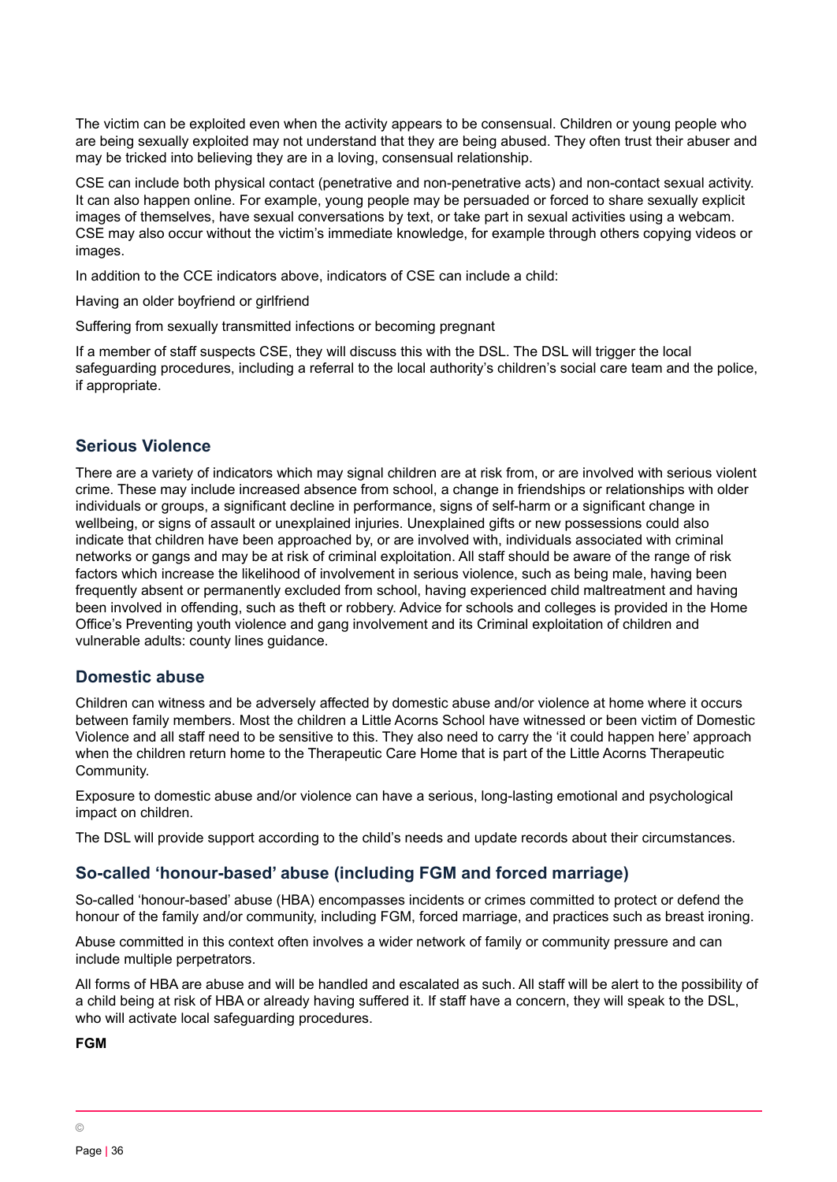The victim can be exploited even when the activity appears to be consensual. Children or young people who are being sexually exploited may not understand that they are being abused. They often trust their abuser and may be tricked into believing they are in a loving, consensual relationship.

CSE can include both physical contact (penetrative and non-penetrative acts) and non-contact sexual activity. It can also happen online. For example, young people may be persuaded or forced to share sexually explicit images of themselves, have sexual conversations by text, or take part in sexual activities using a webcam. CSE may also occur without the victim's immediate knowledge, for example through others copying videos or images.

In addition to the CCE indicators above, indicators of CSE can include a child:

Having an older boyfriend or girlfriend

Suffering from sexually transmitted infections or becoming pregnant

If a member of staff suspects CSE, they will discuss this with the DSL. The DSL will trigger the local safeguarding procedures, including a referral to the local authority's children's social care team and the police, if appropriate.

## Serious Violence

There are a variety of indicators which may signal children are at risk from, or are involved with serious violent crime. These may include increased absence from school, a change in friendships or relationships with older individuals or groups, a significant decline in performance, signs of self-harm or a significant change in wellbeing, or signs of assault or unexplained injuries. Unexplained gifts or new possessions could also indicate that children have been approached by, or are involved with, individuals associated with criminal networks or gangs and may be at risk of criminal exploitation. All staff should be aware of the range of risk factors which increase the likelihood of involvement in serious violence, such as being male, having been frequently absent or permanently excluded from school, having experienced child maltreatment and having been involved in offending, such as theft or robbery. Advice for schools and colleges is provided in the Home Office's Preventing youth violence and gang involvement and its Criminal exploitation of children and vulnerable adults: county lines guidance.

## Domestic abuse

Children can witness and be adversely affected by domestic abuse and/or violence at home where it occurs between family members. Most the children a Little Acorns School have witnessed or been victim of Domestic Violence and all staff need to be sensitive to this. They also need to carry the 'it could happen here' approach when the children return home to the Therapeutic Care Home that is part of the Little Acorns Therapeutic Community.

Exposure to domestic abuse and/or violence can have a serious, long-lasting emotional and psychological impact on children.

The DSL will provide support according to the child's needs and update records about their circumstances.

## So-called 'honour-based' abuse (including FGM and forced marriage)

So-called 'honour-based' abuse (HBA) encompasses incidents or crimes committed to protect or defend the honour of the family and/or community, including FGM, forced marriage, and practices such as breast ironing.

Abuse committed in this context often involves a wider network of family or community pressure and can include multiple perpetrators.

All forms of HBA are abuse and will be handled and escalated as such. All staff will be alert to the possibility of a child being at risk of HBA or already having suffered it. If staff have a concern, they will speak to the DSL, who will activate local safeguarding procedures.

**FGM**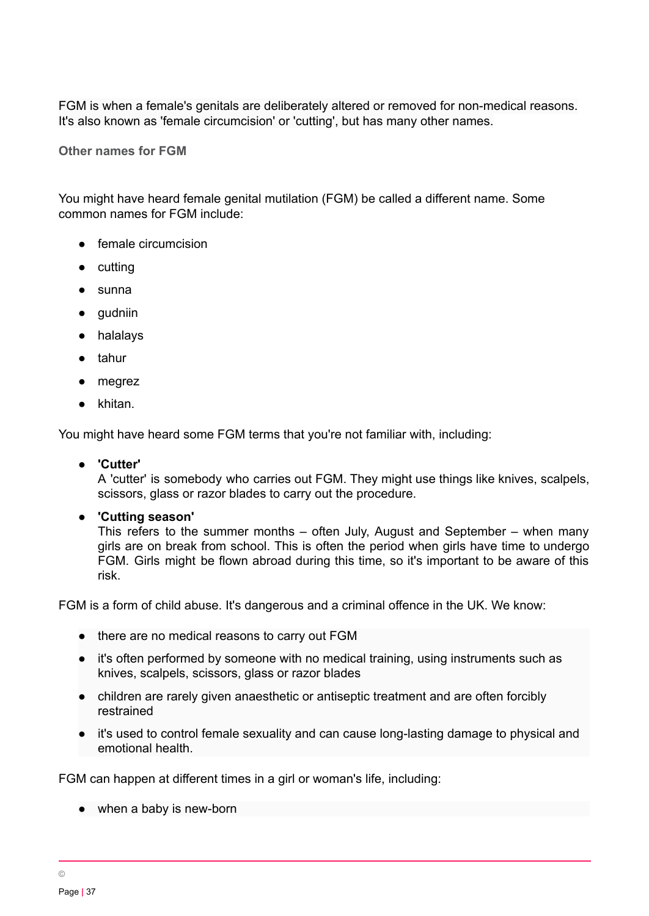FGM is when a female's genitals are deliberately altered or removed for non-medical reasons. It's also known as 'female circumcision' or 'cutting', but has many other names.

### Other names for FGM

You might have heard female genital mutilation (FGM) be called a different name. Some common names for FGM include:

- female circumcision
- cutting
- sunna
- gudniin
- halalays
- tahur
- megrez
- khitan.

You might have heard some FGM terms that you're not familiar with, including:

- **'Cutter'**
  A 'cutter' is somebody who carries out FGM. They might use things like knives, scalpels, scissors, glass or razor blades to carry out the procedure.
- **'Cutting season'**
  This refers to the summer months – often July, August and September – when many girls are on break from school. This is often the period when girls have time to undergo FGM. Girls might be flown abroad during this time, so it's important to be aware of this risk.

FGM is a form of child abuse. It's dangerous and a criminal offence in the UK. We know:

- there are no medical reasons to carry out FGM
- it's often performed by someone with no medical training, using instruments such as knives, scalpels, scissors, glass or razor blades
- children are rarely given anaesthetic or antiseptic treatment and are often forcibly restrained
- it's used to control female sexuality and can cause long-lasting damage to physical and emotional health.

FGM can happen at different times in a girl or woman's life, including:

- when a baby is new-born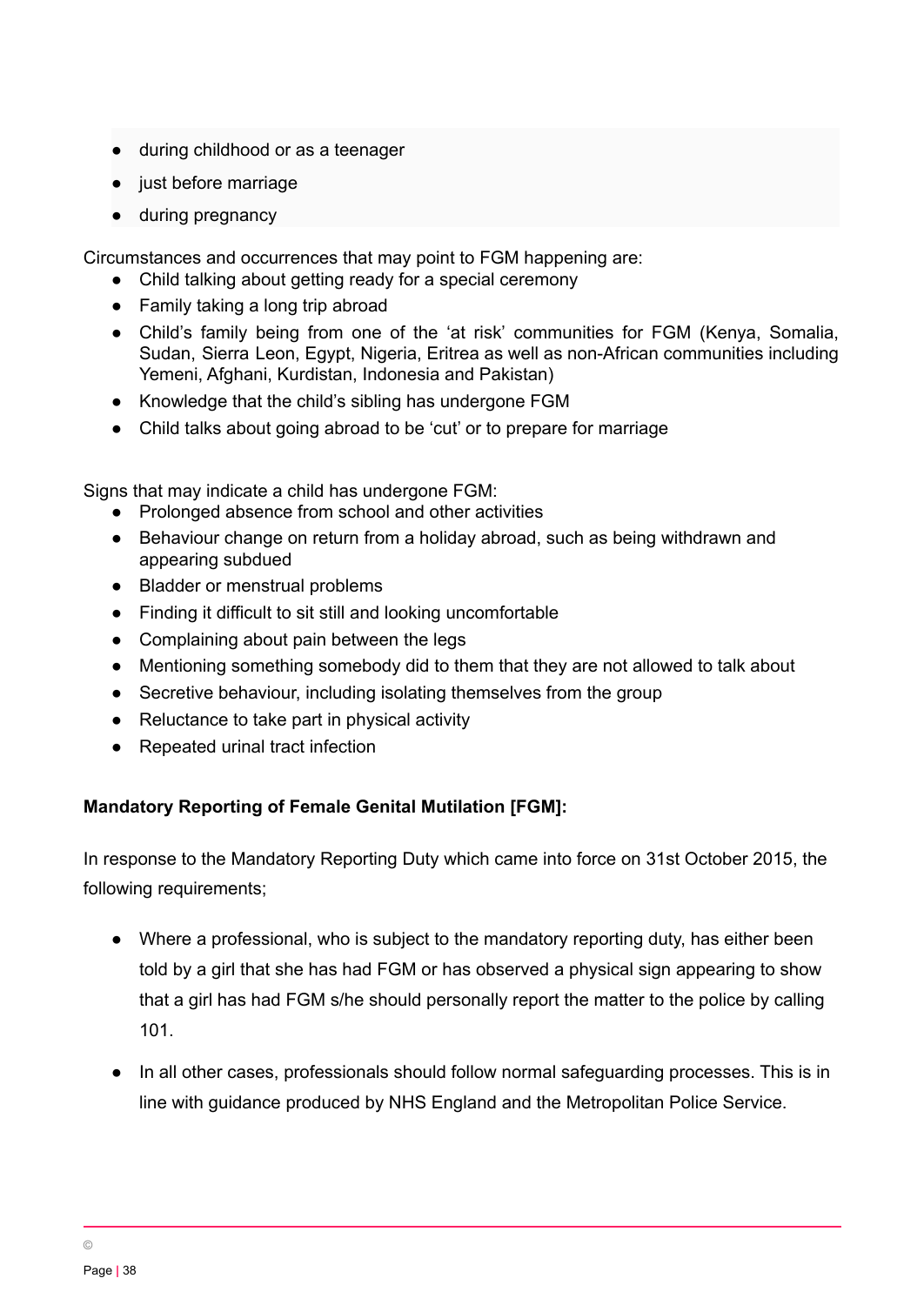- during childhood or as a teenager
- just before marriage
- during pregnancy

Circumstances and occurrences that may point to FGM happening are:

- Child talking about getting ready for a special ceremony
- Family taking a long trip abroad
- Child's family being from one of the 'at risk' communities for FGM (Kenya, Somalia, Sudan, Sierra Leon, Egypt, Nigeria, Eritrea as well as non-African communities including Yemeni, Afghani, Kurdistan, Indonesia and Pakistan)
- Knowledge that the child's sibling has undergone FGM
- Child talks about going abroad to be 'cut' or to prepare for marriage

Signs that may indicate a child has undergone FGM:

- Prolonged absence from school and other activities
- Behaviour change on return from a holiday abroad, such as being withdrawn and appearing subdued
- Bladder or menstrual problems
- Finding it difficult to sit still and looking uncomfortable
- Complaining about pain between the legs
- Mentioning something somebody did to them that they are not allowed to talk about
- Secretive behaviour, including isolating themselves from the group
- Reluctance to take part in physical activity
- Repeated urinal tract infection

**Mandatory Reporting of Female Genital Mutilation [FGM]:**

In response to the Mandatory Reporting Duty which came into force on 31st October 2015, the following requirements;

- Where a professional, who is subject to the mandatory reporting duty, has either been told by a girl that she has had FGM or has observed a physical sign appearing to show that a girl has had FGM s/he should personally report the matter to the police by calling 101.

- In all other cases, professionals should follow normal safeguarding processes. This is in line with guidance produced by NHS England and the Metropolitan Police Service.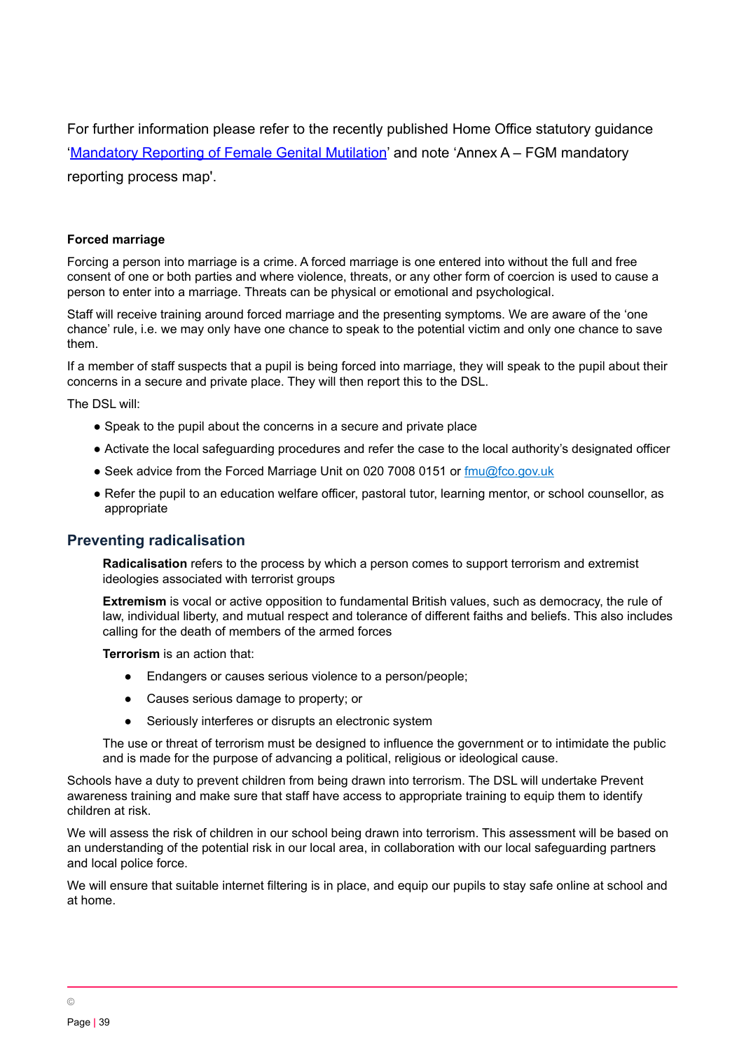For further information please refer to the recently published Home Office statutory guidance '[Mandatory Reporting of Female Genital Mutilation](#)' and note 'Annex A – FGM mandatory reporting process map'.

**Forced marriage**

Forcing a person into marriage is a crime. A forced marriage is one entered into without the full and free consent of one or both parties and where violence, threats, or any other form of coercion is used to cause a person to enter into a marriage. Threats can be physical or emotional and psychological.

Staff will receive training around forced marriage and the presenting symptoms. We are aware of the 'one chance' rule, i.e. we may only have one chance to speak to the potential victim and only one chance to save them.

If a member of staff suspects that a pupil is being forced into marriage, they will speak to the pupil about their concerns in a secure and private place. They will then report this to the DSL.

The DSL will:

- Speak to the pupil about the concerns in a secure and private place
- Activate the local safeguarding procedures and refer the case to the local authority's designated officer
- Seek advice from the Forced Marriage Unit on 020 7008 0151 or fmu@fco.gov.uk
- Refer the pupil to an education welfare officer, pastoral tutor, learning mentor, or school counsellor, as appropriate

## Preventing radicalisation

**Radicalisation** refers to the process by which a person comes to support terrorism and extremist ideologies associated with terrorist groups

**Extremism** is vocal or active opposition to fundamental British values, such as democracy, the rule of law, individual liberty, and mutual respect and tolerance of different faiths and beliefs. This also includes calling for the death of members of the armed forces

**Terrorism** is an action that:

- Endangers or causes serious violence to a person/people;
- Causes serious damage to property; or
- Seriously interferes or disrupts an electronic system

The use or threat of terrorism must be designed to influence the government or to intimidate the public and is made for the purpose of advancing a political, religious or ideological cause.

Schools have a duty to prevent children from being drawn into terrorism. The DSL will undertake Prevent awareness training and make sure that staff have access to appropriate training to equip them to identify children at risk.

We will assess the risk of children in our school being drawn into terrorism. This assessment will be based on an understanding of the potential risk in our local area, in collaboration with our local safeguarding partners and local police force.

We will ensure that suitable internet filtering is in place, and equip our pupils to stay safe online at school and at home.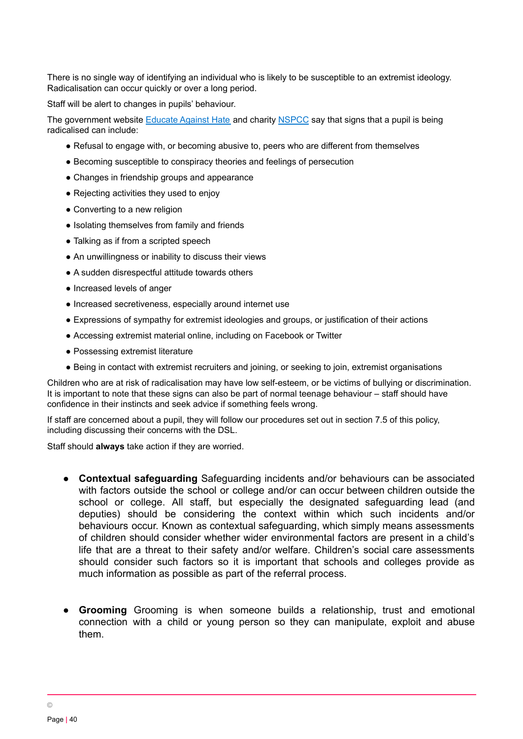There is no single way of identifying an individual who is likely to be susceptible to an extremist ideology. Radicalisation can occur quickly or over a long period.

Staff will be alert to changes in pupils' behaviour.

The government website [Educate Against Hate](#) and charity [NSPCC](#) say that signs that a pupil is being radicalised can include:

- Refusal to engage with, or becoming abusive to, peers who are different from themselves
- Becoming susceptible to conspiracy theories and feelings of persecution
- Changes in friendship groups and appearance
- Rejecting activities they used to enjoy
- Converting to a new religion
- Isolating themselves from family and friends
- Talking as if from a scripted speech
- An unwillingness or inability to discuss their views
- A sudden disrespectful attitude towards others
- Increased levels of anger
- Increased secretiveness, especially around internet use
- Expressions of sympathy for extremist ideologies and groups, or justification of their actions
- Accessing extremist material online, including on Facebook or Twitter
- Possessing extremist literature
- Being in contact with extremist recruiters and joining, or seeking to join, extremist organisations

Children who are at risk of radicalisation may have low self-esteem, or be victims of bullying or discrimination. It is important to note that these signs can also be part of normal teenage behaviour – staff should have confidence in their instincts and seek advice if something feels wrong.

If staff are concerned about a pupil, they will follow our procedures set out in section 7.5 of this policy, including discussing their concerns with the DSL.

Staff should **always** take action if they are worried.

- **Contextual safeguarding** Safeguarding incidents and/or behaviours can be associated with factors outside the school or college and/or can occur between children outside the school or college. All staff, but especially the designated safeguarding lead (and deputies) should be considering the context within which such incidents and/or behaviours occur. Known as contextual safeguarding, which simply means assessments of children should consider whether wider environmental factors are present in a child's life that are a threat to their safety and/or welfare. Children's social care assessments should consider such factors so it is important that schools and colleges provide as much information as possible as part of the referral process.

- **Grooming** Grooming is when someone builds a relationship, trust and emotional connection with a child or young person so they can manipulate, exploit and abuse them.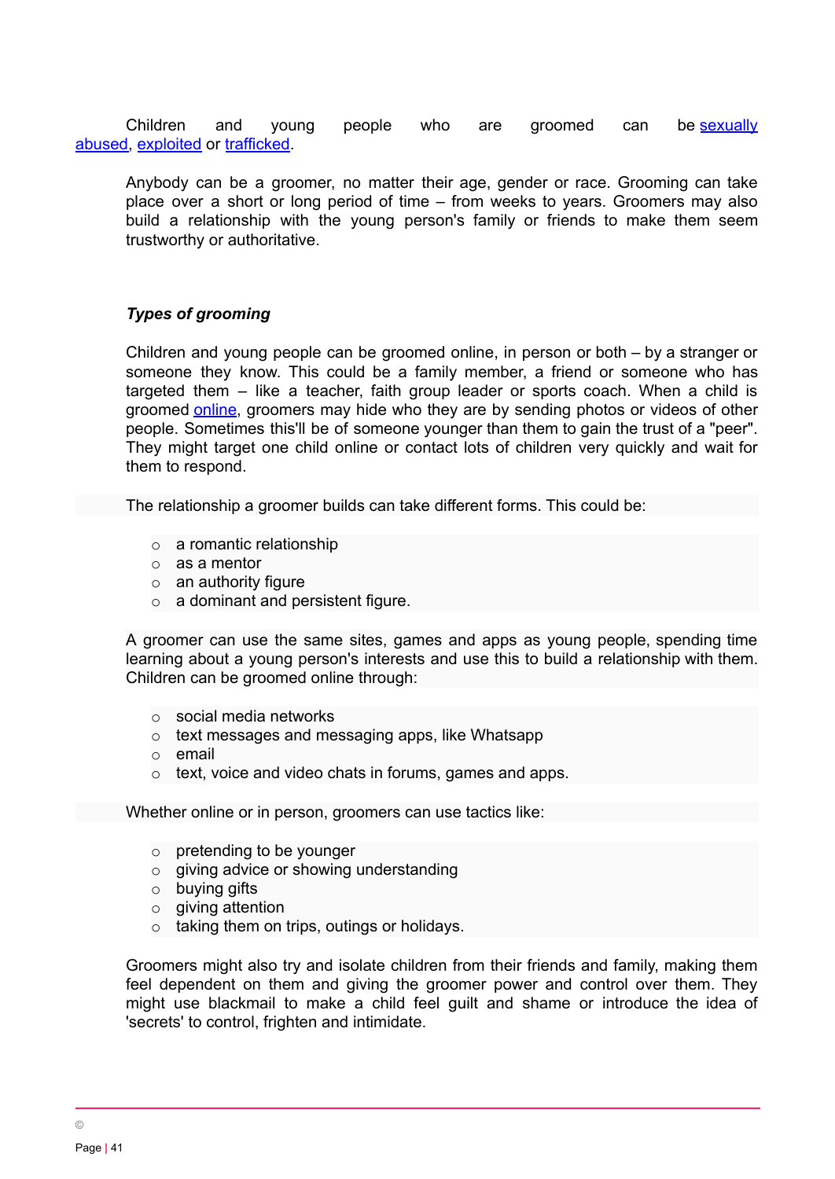Children and young people who are groomed can be [sexually abused](), [exploited]() or [trafficked]().

Anybody can be a groomer, no matter their age, gender or race. Grooming can take place over a short or long period of time – from weeks to years. Groomers may also build a relationship with the young person's family or friends to make them seem trustworthy or authoritative.

***Types of grooming***

Children and young people can be groomed online, in person or both – by a stranger or someone they know. This could be a family member, a friend or someone who has targeted them – like a teacher, faith group leader or sports coach. When a child is groomed [online](), groomers may hide who they are by sending photos or videos of other people. Sometimes this'll be of someone younger than them to gain the trust of a "peer". They might target one child online or contact lots of children very quickly and wait for them to respond.

The relationship a groomer builds can take different forms. This could be:

- a romantic relationship
- as a mentor
- an authority figure
- a dominant and persistent figure.

A groomer can use the same sites, games and apps as young people, spending time learning about a young person's interests and use this to build a relationship with them. Children can be groomed online through:

- social media networks
- text messages and messaging apps, like Whatsapp
- email
- text, voice and video chats in forums, games and apps.

Whether online or in person, groomers can use tactics like:

- pretending to be younger
- giving advice or showing understanding
- buying gifts
- giving attention
- taking them on trips, outings or holidays.

Groomers might also try and isolate children from their friends and family, making them feel dependent on them and giving the groomer power and control over them. They might use blackmail to make a child feel guilt and shame or introduce the idea of 'secrets' to control, frighten and intimidate.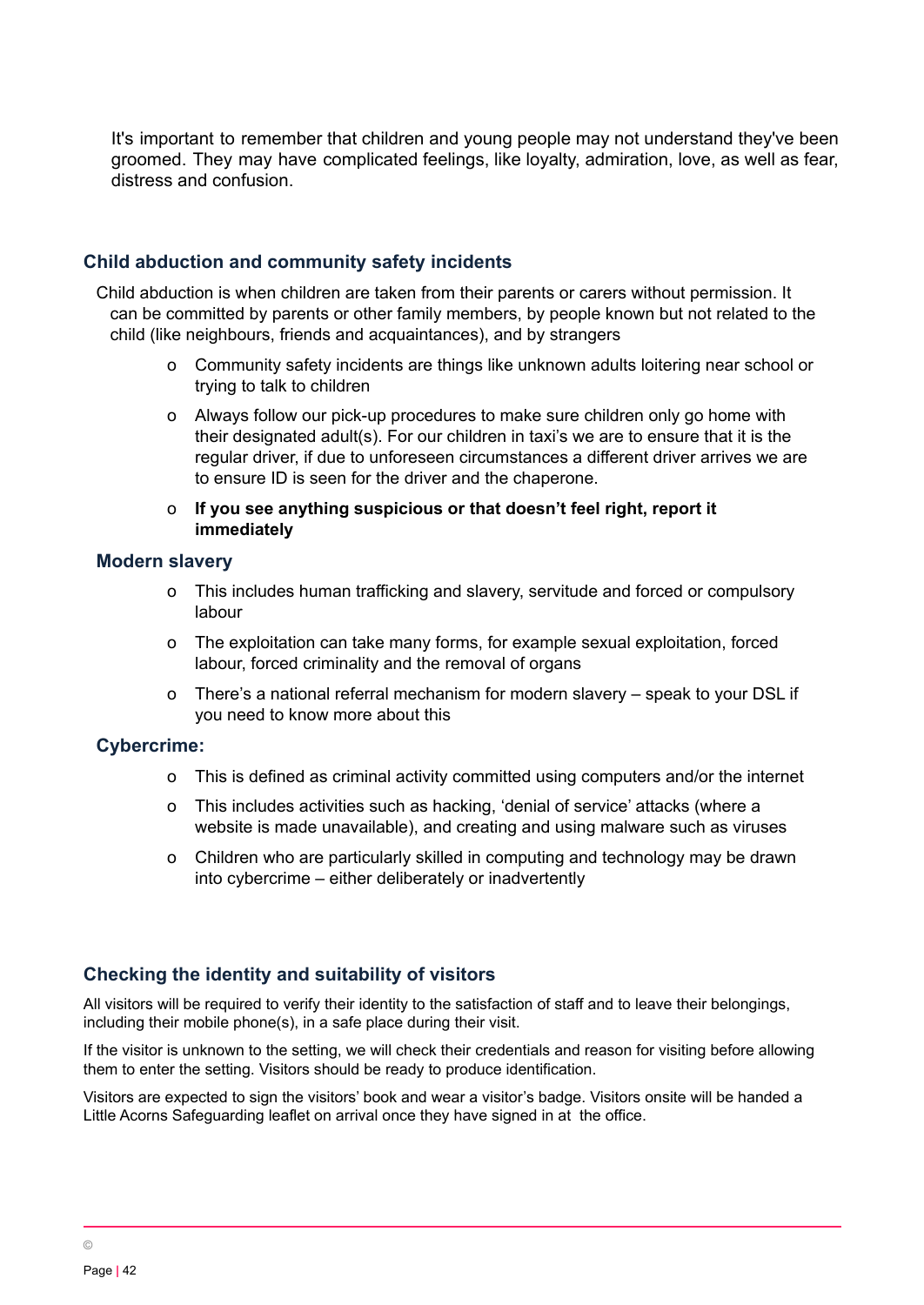It's important to remember that children and young people may not understand they've been groomed. They may have complicated feelings, like loyalty, admiration, love, as well as fear, distress and confusion.

### Child abduction and community safety incidents

Child abduction is when children are taken from their parents or carers without permission. It can be committed by parents or other family members, by people known but not related to the child (like neighbours, friends and acquaintances), and by strangers

- Community safety incidents are things like unknown adults loitering near school or trying to talk to children
- Always follow our pick-up procedures to make sure children only go home with their designated adult(s). For our children in taxi's we are to ensure that it is the regular driver, if due to unforeseen circumstances a different driver arrives we are to ensure ID is seen for the driver and the chaperone.
- **If you see anything suspicious or that doesn't feel right, report it immediately**

### Modern slavery

- This includes human trafficking and slavery, servitude and forced or compulsory labour
- The exploitation can take many forms, for example sexual exploitation, forced labour, forced criminality and the removal of organs
- There's a national referral mechanism for modern slavery – speak to your DSL if you need to know more about this

### Cybercrime:

- This is defined as criminal activity committed using computers and/or the internet
- This includes activities such as hacking, 'denial of service' attacks (where a website is made unavailable), and creating and using malware such as viruses
- Children who are particularly skilled in computing and technology may be drawn into cybercrime – either deliberately or inadvertently

### Checking the identity and suitability of visitors

All visitors will be required to verify their identity to the satisfaction of staff and to leave their belongings, including their mobile phone(s), in a safe place during their visit.

If the visitor is unknown to the setting, we will check their credentials and reason for visiting before allowing them to enter the setting. Visitors should be ready to produce identification.

Visitors are expected to sign the visitors' book and wear a visitor's badge. Visitors onsite will be handed a Little Acorns Safeguarding leaflet on arrival once they have signed in at the office.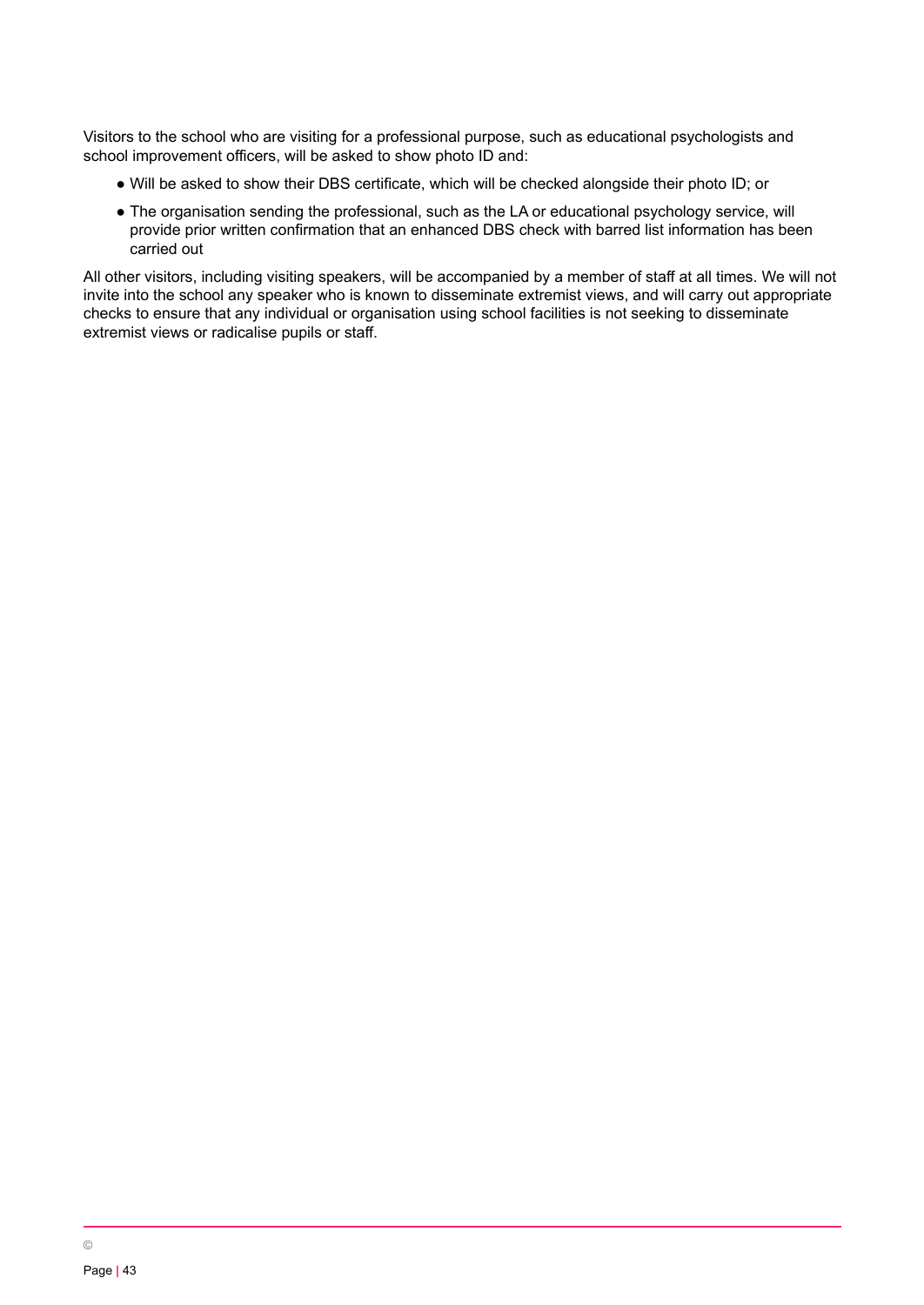Visitors to the school who are visiting for a professional purpose, such as educational psychologists and school improvement officers, will be asked to show photo ID and:

- Will be asked to show their DBS certificate, which will be checked alongside their photo ID; or
- The organisation sending the professional, such as the LA or educational psychology service, will provide prior written confirmation that an enhanced DBS check with barred list information has been carried out

All other visitors, including visiting speakers, will be accompanied by a member of staff at all times. We will not invite into the school any speaker who is known to disseminate extremist views, and will carry out appropriate checks to ensure that any individual or organisation using school facilities is not seeking to disseminate extremist views or radicalise pupils or staff.